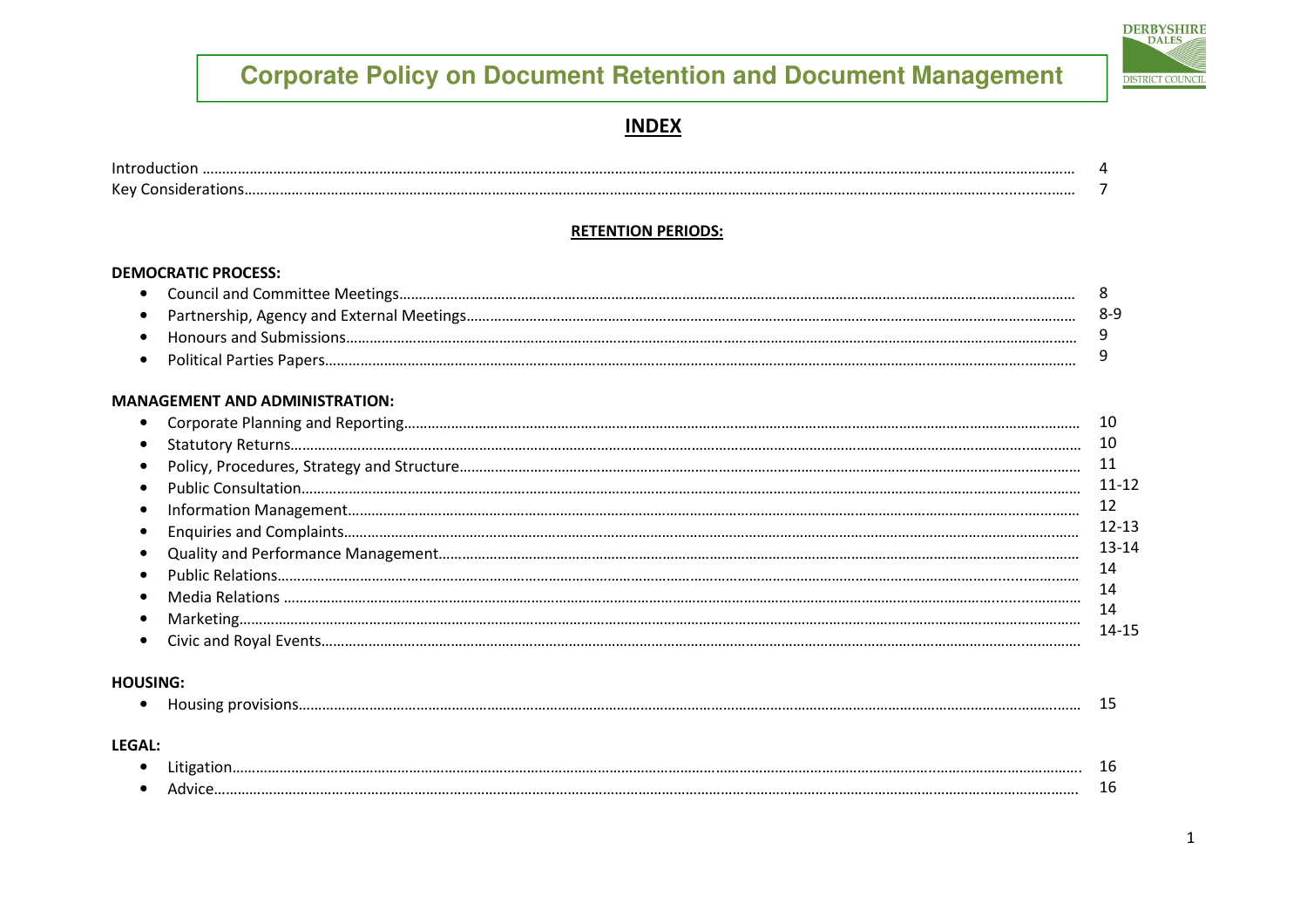# Corporate Policy on Document Retention and Document Management

## INDEX

| | |
|---|---|
| Introduction | 4 |
| Key Considerations | 7 |

### RETENTION PERIODS:

**DEMOCRATIC PROCESS:**

| | |
|---|---|
| • Council and Committee Meetings | 8 |
| • Partnership, Agency and External Meetings | 8-9 |
| • Honours and Submissions | 9 |
| • Political Parties Papers | 9 |

**MANAGEMENT AND ADMINISTRATION:**

| | |
|---|---|
| • Corporate Planning and Reporting | 10 |
| • Statutory Returns | 10 |
| • Policy, Procedures, Strategy and Structure | 11 |
| • Public Consultation | 11-12 |
| • Information Management | 12 |
| • Enquiries and Complaints | 12-13 |
| • Quality and Performance Management | 13-14 |
| • Public Relations | 14 |
| • Media Relations | 14 |
| • Marketing | 14 |
| • Civic and Royal Events | 14-15 |

**HOUSING:**

| | |
|---|---|
| • Housing provisions | 15 |

**LEGAL:**

| | |
|---|---|
| • Litigation | 16 |
| • Advice | 16 |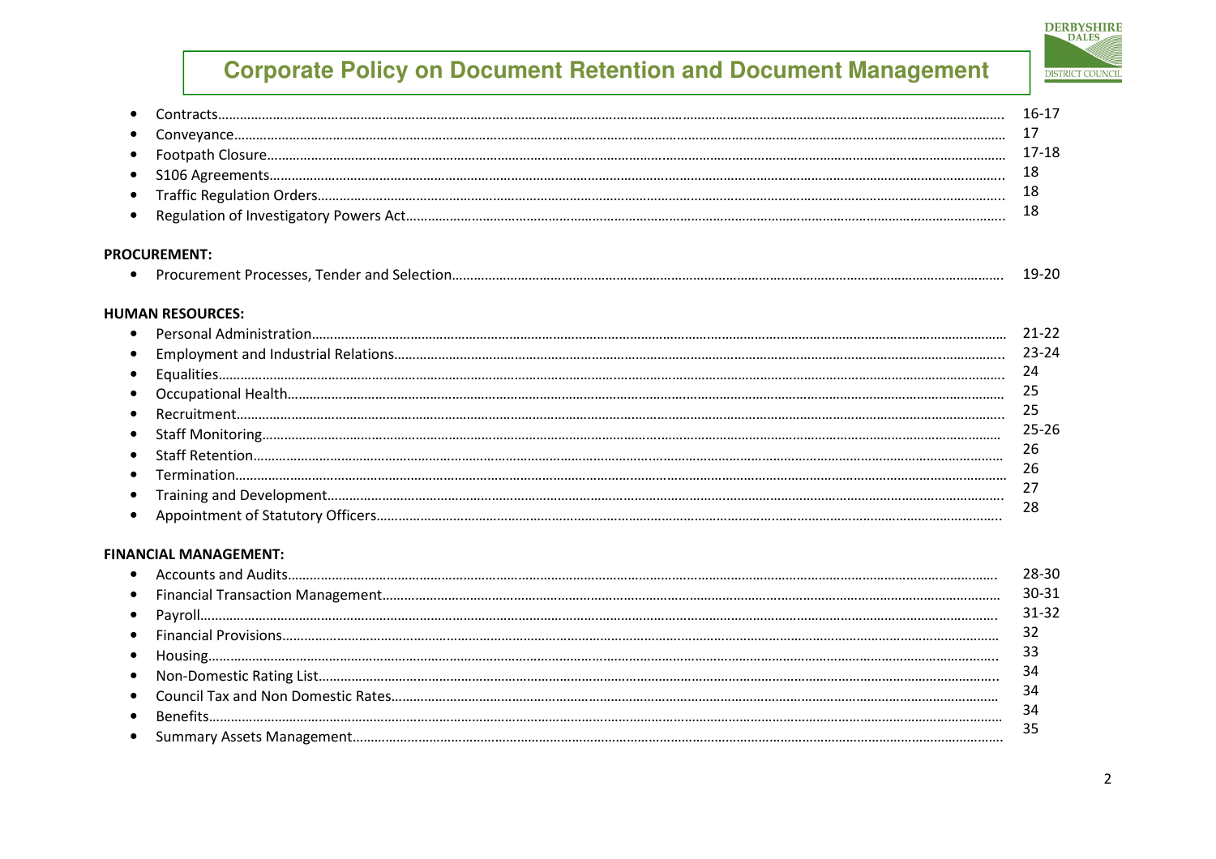- Contracts…… 16-17
- Conveyance…… 17
- Footpath Closure…… 17-18
- S106 Agreements…… 18
- Traffic Regulation Orders…… 18
- Regulation of Investigatory Powers Act…… 18

**PROCUREMENT:**

- Procurement Processes, Tender and Selection…… 19-20

**HUMAN RESOURCES:**

- Personal Administration…… 21-22
- Employment and Industrial Relations…… 23-24
- Equalities…… 24
- Occupational Health…… 25
- Recruitment…… 25
- Staff Monitoring…… 25-26
- Staff Retention…… 26
- Termination…… 26
- Training and Development…… 27
- Appointment of Statutory Officers…… 28

**FINANCIAL MANAGEMENT:**

- Accounts and Audits…… 28-30
- Financial Transaction Management…… 30-31
- Payroll…… 31-32
- Financial Provisions…… 32
- Housing…… 33
- Non-Domestic Rating List…… 34
- Council Tax and Non Domestic Rates…… 34
- Benefits…… 34
- Summary Assets Management…… 35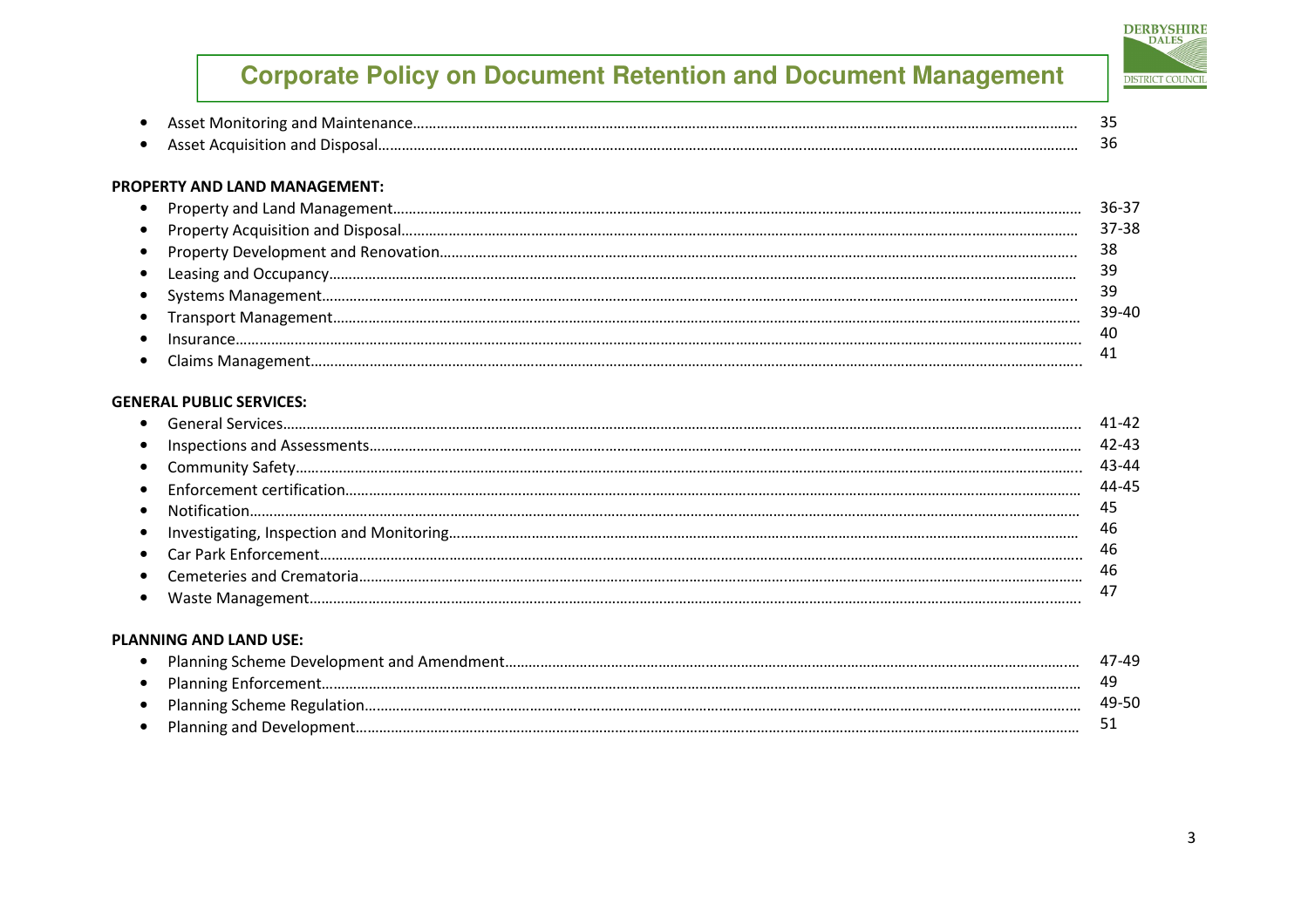- Asset Monitoring and Maintenance……………………………………………… 35
- Asset Acquisition and Disposal……………………………………………… 36

**PROPERTY AND LAND MANAGEMENT:**

- Property and Land Management……………………………………………… 36-37
- Property Acquisition and Disposal……………………………………………… 37-38
- Property Development and Renovation……………………………………………… 38
- Leasing and Occupancy……………………………………………… 39
- Systems Management……………………………………………… 39
- Transport Management……………………………………………… 39-40
- Insurance……………………………………………… 40
- Claims Management……………………………………………… 41

**GENERAL PUBLIC SERVICES:**

- General Services……………………………………………… 41-42
- Inspections and Assessments……………………………………………… 42-43
- Community Safety……………………………………………… 43-44
- Enforcement certification……………………………………………… 44-45
- Notification……………………………………………… 45
- Investigating, Inspection and Monitoring……………………………………………… 46
- Car Park Enforcement……………………………………………… 46
- Cemeteries and Crematoria……………………………………………… 46
- Waste Management……………………………………………… 47

**PLANNING AND LAND USE:**

- Planning Scheme Development and Amendment……………………………………………… 47-49
- Planning Enforcement……………………………………………… 49
- Planning Scheme Regulation……………………………………………… 49-50
- Planning and Development……………………………………………… 51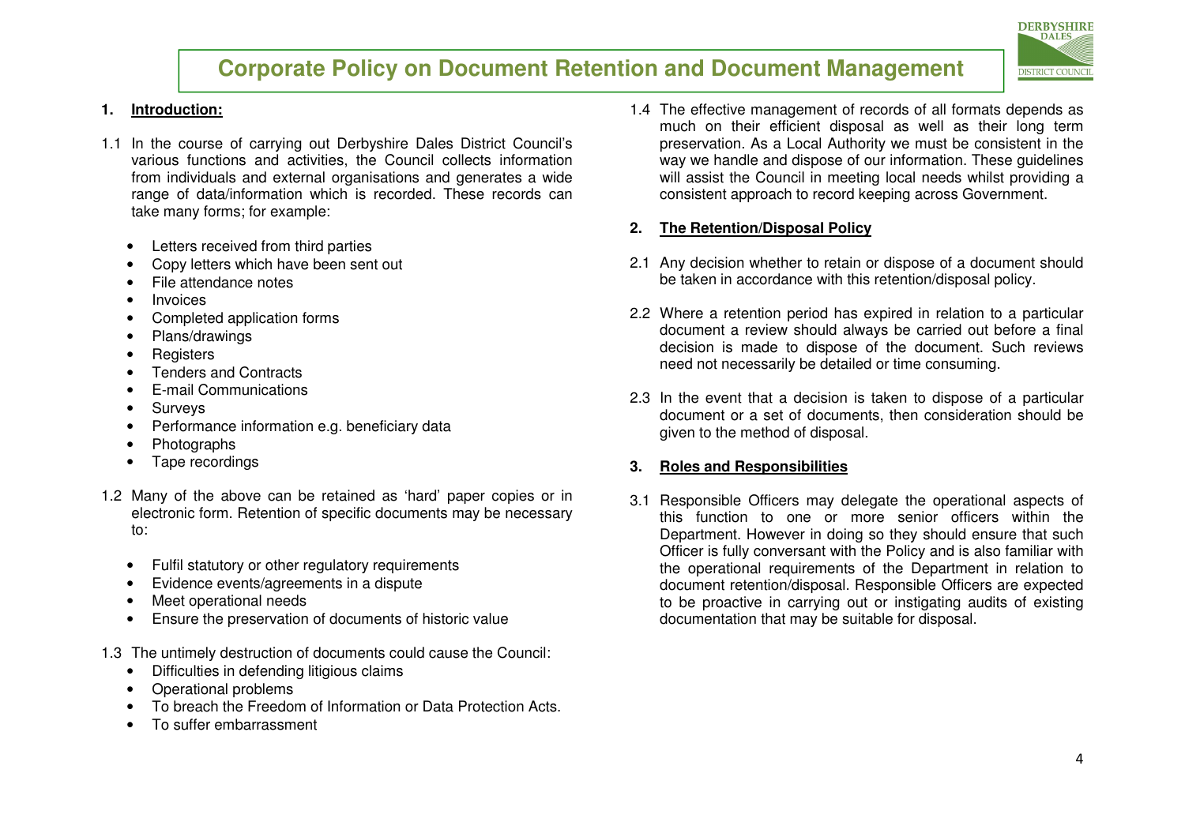# Corporate Policy on Document Retention and Document Management

## 1. Introduction:

1.1 In the course of carrying out Derbyshire Dales District Council's various functions and activities, the Council collects information from individuals and external organisations and generates a wide range of data/information which is recorded. These records can take many forms; for example:

- Letters received from third parties
- Copy letters which have been sent out
- File attendance notes
- Invoices
- Completed application forms
- Plans/drawings
- Registers
- Tenders and Contracts
- E-mail Communications
- Surveys
- Performance information e.g. beneficiary data
- Photographs
- Tape recordings

1.2 Many of the above can be retained as 'hard' paper copies or in electronic form. Retention of specific documents may be necessary to:

- Fulfil statutory or other regulatory requirements
- Evidence events/agreements in a dispute
- Meet operational needs
- Ensure the preservation of documents of historic value

1.3 The untimely destruction of documents could cause the Council:

- Difficulties in defending litigious claims
- Operational problems
- To breach the Freedom of Information or Data Protection Acts.
- To suffer embarrassment

1.4 The effective management of records of all formats depends as much on their efficient disposal as well as their long term preservation. As a Local Authority we must be consistent in the way we handle and dispose of our information. These guidelines will assist the Council in meeting local needs whilst providing a consistent approach to record keeping across Government.

## 2. The Retention/Disposal Policy

2.1 Any decision whether to retain or dispose of a document should be taken in accordance with this retention/disposal policy.

2.2 Where a retention period has expired in relation to a particular document a review should always be carried out before a final decision is made to dispose of the document. Such reviews need not necessarily be detailed or time consuming.

2.3 In the event that a decision is taken to dispose of a particular document or a set of documents, then consideration should be given to the method of disposal.

## 3. Roles and Responsibilities

3.1 Responsible Officers may delegate the operational aspects of this function to one or more senior officers within the Department. However in doing so they should ensure that such Officer is fully conversant with the Policy and is also familiar with the operational requirements of the Department in relation to document retention/disposal. Responsible Officers are expected to be proactive in carrying out or instigating audits of existing documentation that may be suitable for disposal.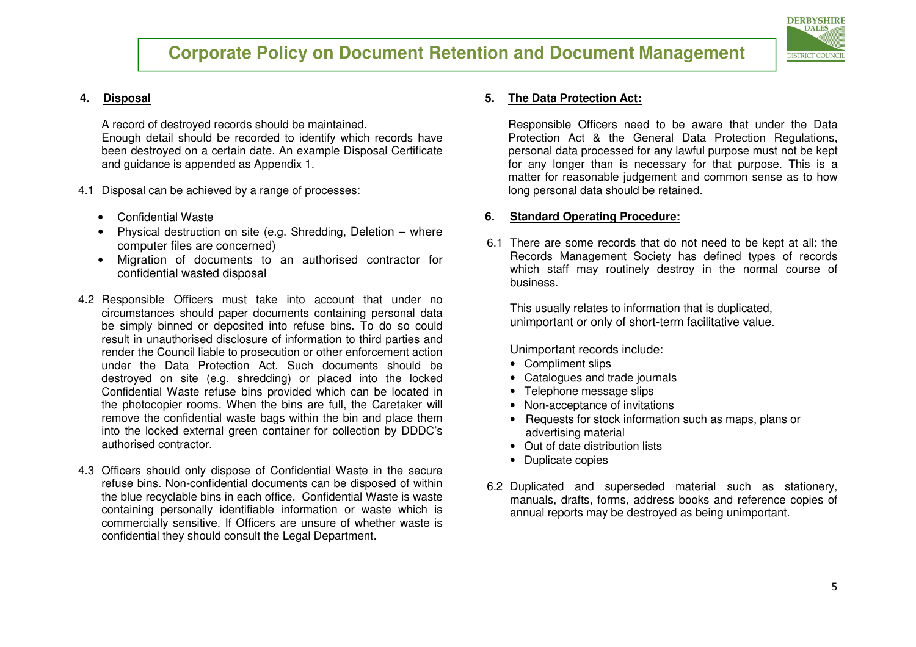## 4. Disposal

A record of destroyed records should be maintained.
Enough detail should be recorded to identify which records have been destroyed on a certain date. An example Disposal Certificate and guidance is appended as Appendix 1.

4.1 Disposal can be achieved by a range of processes:

- Confidential Waste
- Physical destruction on site (e.g. Shredding, Deletion – where computer files are concerned)
- Migration of documents to an authorised contractor for confidential wasted disposal

4.2 Responsible Officers must take into account that under no circumstances should paper documents containing personal data be simply binned or deposited into refuse bins. To do so could result in unauthorised disclosure of information to third parties and render the Council liable to prosecution or other enforcement action under the Data Protection Act. Such documents should be destroyed on site (e.g. shredding) or placed into the locked Confidential Waste refuse bins provided which can be located in the photocopier rooms. When the bins are full, the Caretaker will remove the confidential waste bags within the bin and place them into the locked external green container for collection by DDDC's authorised contractor.

4.3 Officers should only dispose of Confidential Waste in the secure refuse bins. Non-confidential documents can be disposed of within the blue recyclable bins in each office. Confidential Waste is waste containing personally identifiable information or waste which is commercially sensitive. If Officers are unsure of whether waste is confidential they should consult the Legal Department.

## 5. The Data Protection Act:

Responsible Officers need to be aware that under the Data Protection Act & the General Data Protection Regulations, personal data processed for any lawful purpose must not be kept for any longer than is necessary for that purpose. This is a matter for reasonable judgement and common sense as to how long personal data should be retained.

## 6. Standard Operating Procedure:

6.1 There are some records that do not need to be kept at all; the Records Management Society has defined types of records which staff may routinely destroy in the normal course of business.

This usually relates to information that is duplicated, unimportant or only of short-term facilitative value.

Unimportant records include:

- Compliment slips
- Catalogues and trade journals
- Telephone message slips
- Non-acceptance of invitations
- Requests for stock information such as maps, plans or advertising material
- Out of date distribution lists
- Duplicate copies

6.2 Duplicated and superseded material such as stationery, manuals, drafts, forms, address books and reference copies of annual reports may be destroyed as being unimportant.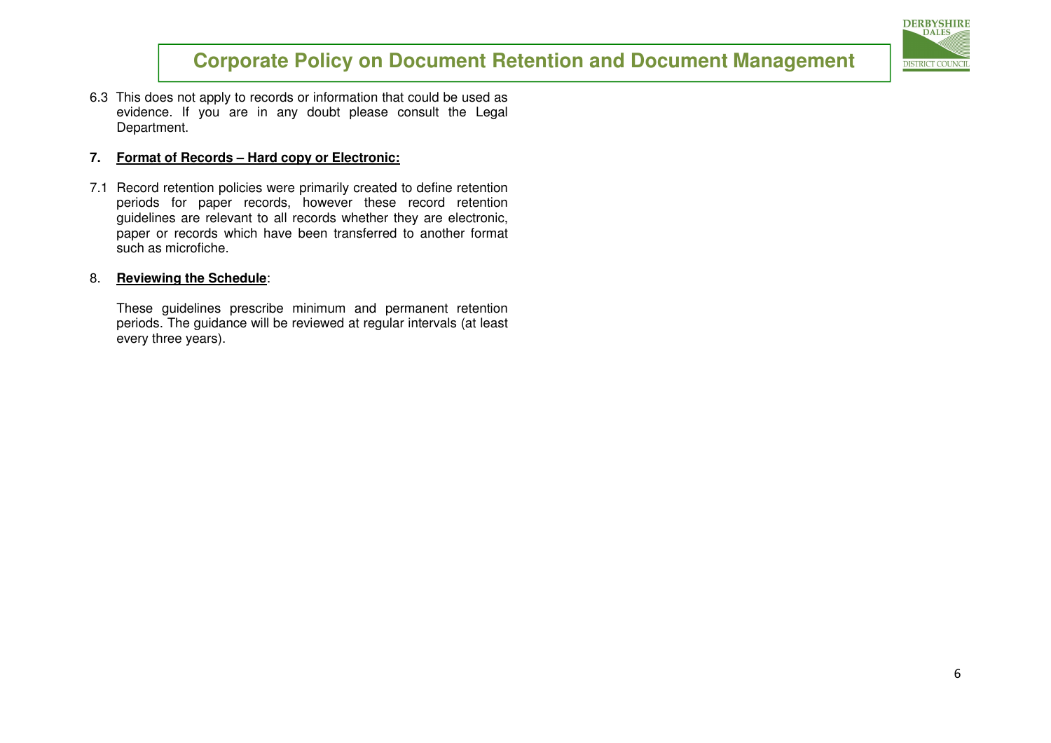6.3 This does not apply to records or information that could be used as evidence. If you are in any doubt please consult the Legal Department.

**7. Format of Records – Hard copy or Electronic:**

7.1 Record retention policies were primarily created to define retention periods for paper records, however these record retention guidelines are relevant to all records whether they are electronic, paper or records which have been transferred to another format such as microfiche.

8. **Reviewing the Schedule**:

These guidelines prescribe minimum and permanent retention periods. The guidance will be reviewed at regular intervals (at least every three years).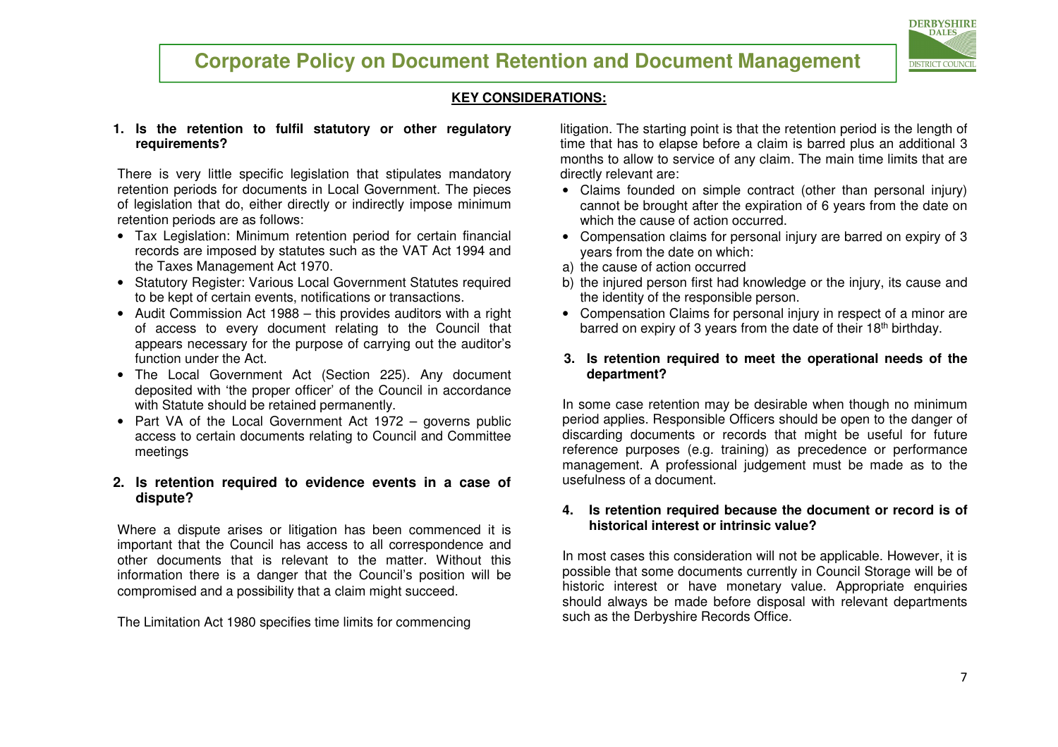**KEY CONSIDERATIONS:**

**1. Is the retention to fulfil statutory or other regulatory requirements?**

There is very little specific legislation that stipulates mandatory retention periods for documents in Local Government. The pieces of legislation that do, either directly or indirectly impose minimum retention periods are as follows:

- Tax Legislation: Minimum retention period for certain financial records are imposed by statutes such as the VAT Act 1994 and the Taxes Management Act 1970.
- Statutory Register: Various Local Government Statutes required to be kept of certain events, notifications or transactions.
- Audit Commission Act 1988 – this provides auditors with a right of access to every document relating to the Council that appears necessary for the purpose of carrying out the auditor's function under the Act.
- The Local Government Act (Section 225). Any document deposited with 'the proper officer' of the Council in accordance with Statute should be retained permanently.
- Part VA of the Local Government Act 1972 – governs public access to certain documents relating to Council and Committee meetings

**2. Is retention required to evidence events in a case of dispute?**

Where a dispute arises or litigation has been commenced it is important that the Council has access to all correspondence and other documents that is relevant to the matter. Without this information there is a danger that the Council's position will be compromised and a possibility that a claim might succeed.

The Limitation Act 1980 specifies time limits for commencing litigation. The starting point is that the retention period is the length of time that has to elapse before a claim is barred plus an additional 3 months to allow to service of any claim. The main time limits that are directly relevant are:

- Claims founded on simple contract (other than personal injury) cannot be brought after the expiration of 6 years from the date on which the cause of action occurred.
- Compensation claims for personal injury are barred on expiry of 3 years from the date on which:

a) the cause of action occurred
b) the injured person first had knowledge or the injury, its cause and the identity of the responsible person.

- Compensation Claims for personal injury in respect of a minor are barred on expiry of 3 years from the date of their 18th birthday.

**3. Is retention required to meet the operational needs of the department?**

In some case retention may be desirable when though no minimum period applies. Responsible Officers should be open to the danger of discarding documents or records that might be useful for future reference purposes (e.g. training) as precedence or performance management. A professional judgement must be made as to the usefulness of a document.

**4. Is retention required because the document or record is of historical interest or intrinsic value?**

In most cases this consideration will not be applicable. However, it is possible that some documents currently in Council Storage will be of historic interest or have monetary value. Appropriate enquiries should always be made before disposal with relevant departments such as the Derbyshire Records Office.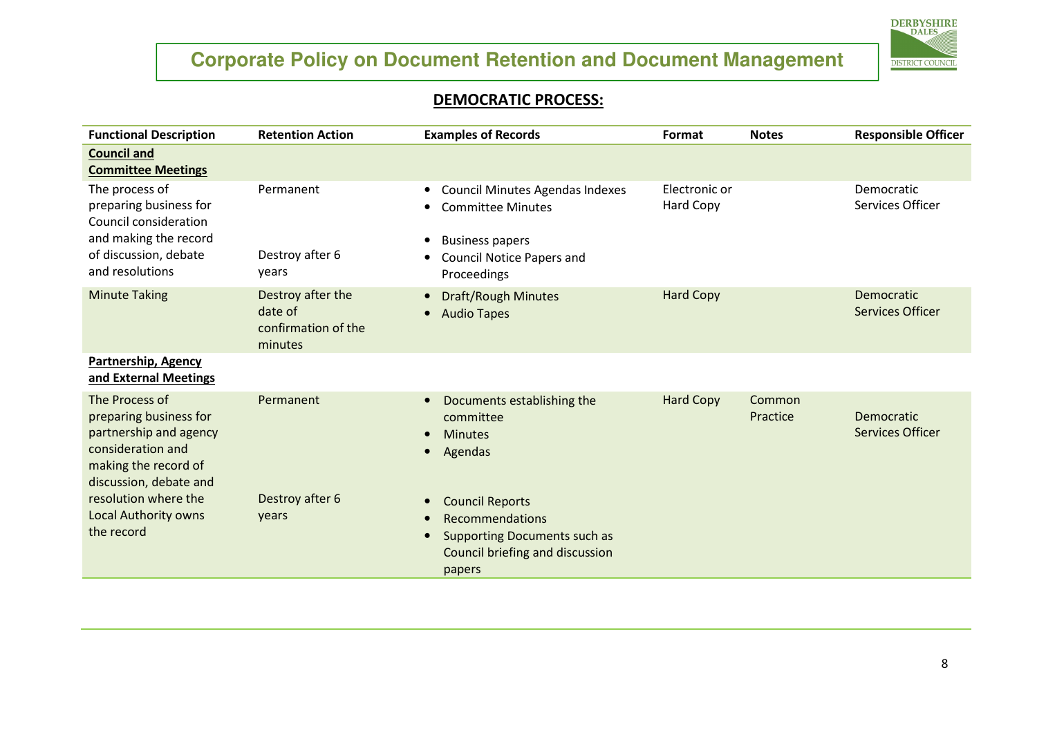# Corporate Policy on Document Retention and Document Management

## DEMOCRATIC PROCESS:

| Functional Description | Retention Action | Examples of Records | Format | Notes | Responsible Officer |
|---|---|---|---|---|---|
| **Council and Committee Meetings** | | | | | |
| The process of preparing business for Council consideration and making the record of discussion, debate and resolutions | Permanent | • Council Minutes Agendas Indexes<br>• Committee Minutes | Electronic or Hard Copy | | Democratic Services Officer |
| | Destroy after 6 years | • Business papers<br>• Council Notice Papers and Proceedings | | | |
| Minute Taking | Destroy after the date of confirmation of the minutes | • Draft/Rough Minutes<br>• Audio Tapes | Hard Copy | | Democratic Services Officer |
| **Partnership, Agency and External Meetings** | | | | | |
| The Process of preparing business for partnership and agency consideration and making the record of discussion, debate and resolution where the Local Authority owns the record | Permanent | • Documents establishing the committee<br>• Minutes<br>• Agendas | Hard Copy | Common Practice | Democratic Services Officer |
| | Destroy after 6 years | • Council Reports<br>• Recommendations<br>• Supporting Documents such as Council briefing and discussion papers | | | |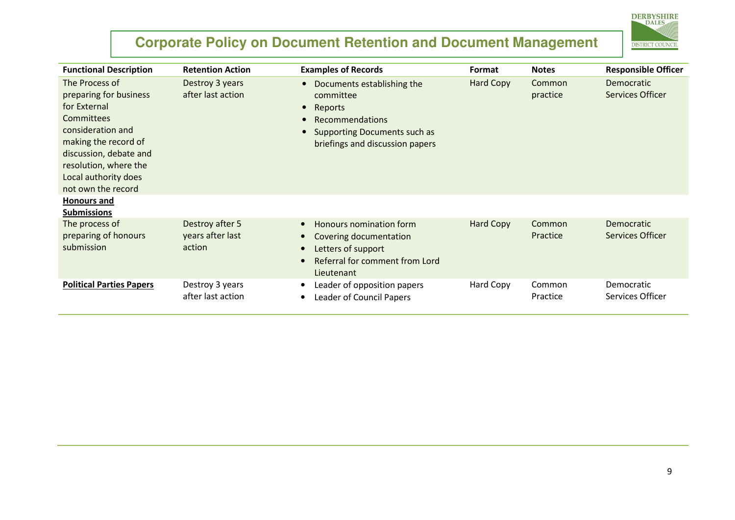# Corporate Policy on Document Retention and Document Management

| Functional Description | Retention Action | Examples of Records | Format | Notes | Responsible Officer |
|---|---|---|---|---|---|
| The Process of preparing for business for External Committees consideration and making the record of discussion, debate and resolution, where the Local authority does not own the record | Destroy 3 years after last action | • Documents establishing the committee<br>• Reports<br>• Recommendations<br>• Supporting Documents such as briefings and discussion papers | Hard Copy | Common practice | Democratic Services Officer |
| **Honours and Submissions** | | | | | |
| The process of preparing of honours submission | Destroy after 5 years after last action | • Honours nomination form<br>• Covering documentation<br>• Letters of support<br>• Referral for comment from Lord Lieutenant | Hard Copy | Common Practice | Democratic Services Officer |
| **Political Parties Papers** | Destroy 3 years after last action | • Leader of opposition papers<br>• Leader of Council Papers | Hard Copy | Common Practice | Democratic Services Officer |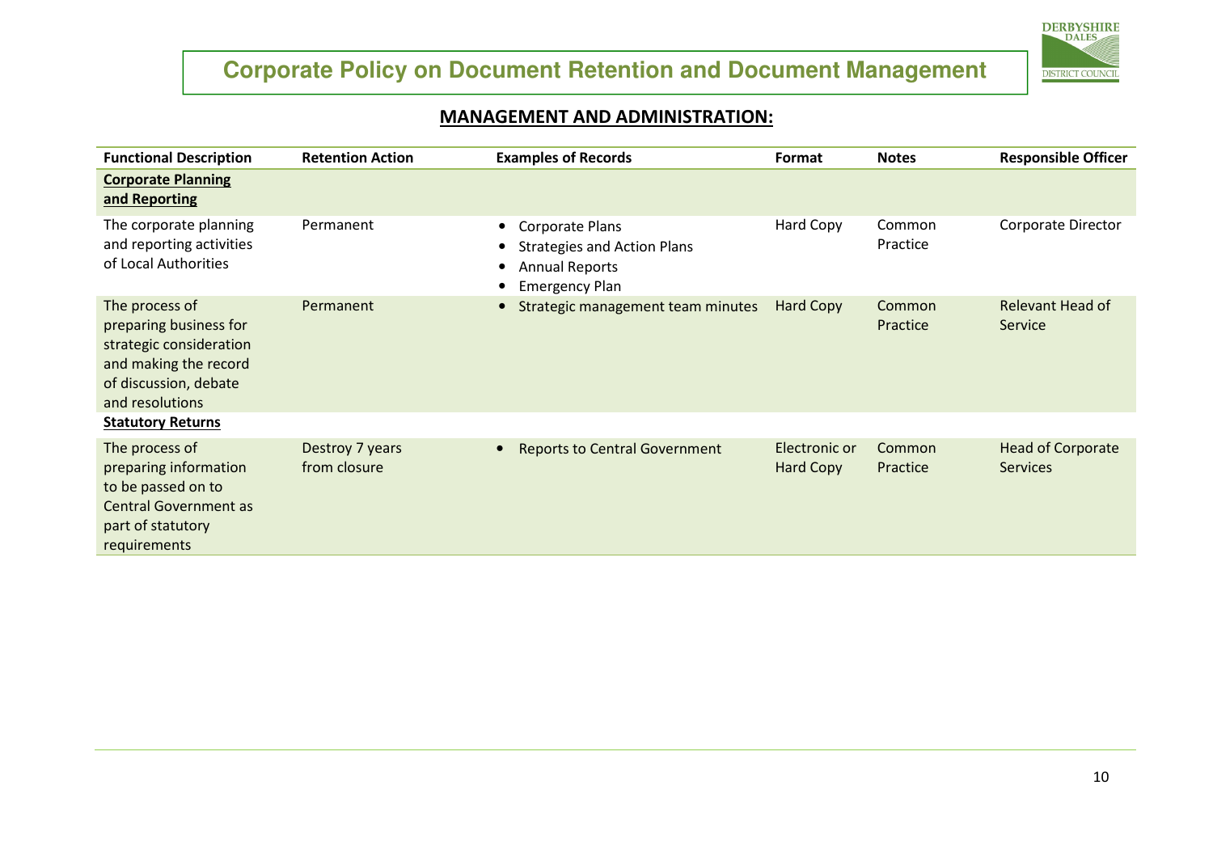## MANAGEMENT AND ADMINISTRATION:

| Functional Description | Retention Action | Examples of Records | Format | Notes | Responsible Officer |
|---|---|---|---|---|---|
| **Corporate Planning and Reporting** | | | | | |
| The corporate planning and reporting activities of Local Authorities | Permanent | • Corporate Plans<br>• Strategies and Action Plans<br>• Annual Reports<br>• Emergency Plan | Hard Copy | Common Practice | Corporate Director |
| The process of preparing business for strategic consideration and making the record of discussion, debate and resolutions | Permanent | • Strategic management team minutes | Hard Copy | Common Practice | Relevant Head of Service |
| **Statutory Returns** | | | | | |
| The process of preparing information to be passed on to Central Government as part of statutory requirements | Destroy 7 years from closure | • Reports to Central Government | Electronic or Hard Copy | Common Practice | Head of Corporate Services |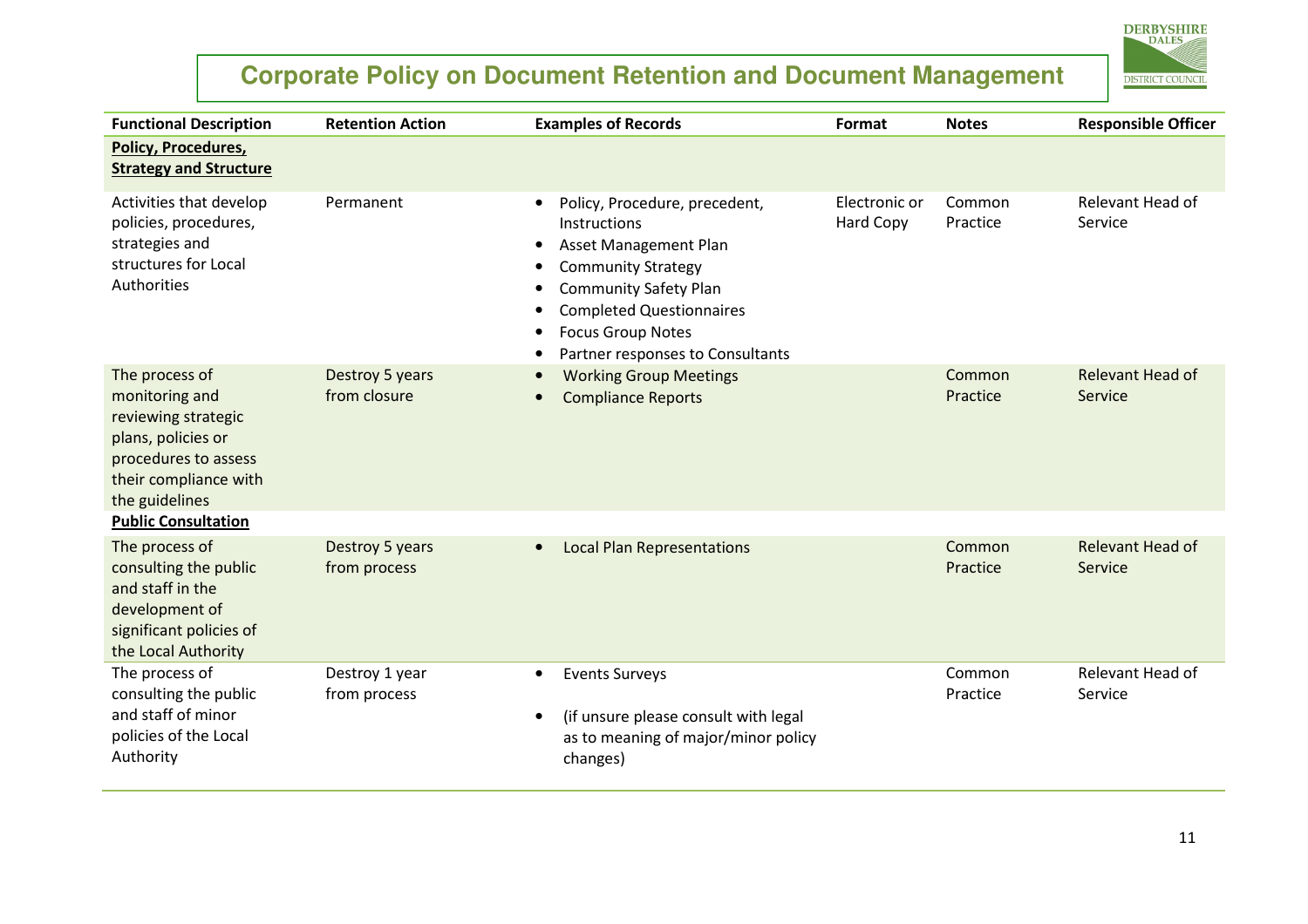# Corporate Policy on Document Retention and Document Management

| Functional Description | Retention Action | Examples of Records | Format | Notes | Responsible Officer |
|---|---|---|---|---|---|
| **Policy, Procedures, Strategy and Structure** | | | | | |
| Activities that develop policies, procedures, strategies and structures for Local Authorities | Permanent | • Policy, Procedure, precedent, Instructions<br>• Asset Management Plan<br>• Community Strategy<br>• Community Safety Plan<br>• Completed Questionnaires<br>• Focus Group Notes<br>• Partner responses to Consultants | Electronic or Hard Copy | Common Practice | Relevant Head of Service |
| The process of monitoring and reviewing strategic plans, policies or procedures to assess their compliance with the guidelines | Destroy 5 years from closure | • Working Group Meetings<br>• Compliance Reports | | Common Practice | Relevant Head of Service |
| **Public Consultation** | | | | | |
| The process of consulting the public and staff in the development of significant policies of the Local Authority | Destroy 5 years from process | • Local Plan Representations | | Common Practice | Relevant Head of Service |
| The process of consulting the public and staff of minor policies of the Local Authority | Destroy 1 year from process | • Events Surveys<br>• (if unsure please consult with legal as to meaning of major/minor policy changes) | | Common Practice | Relevant Head of Service |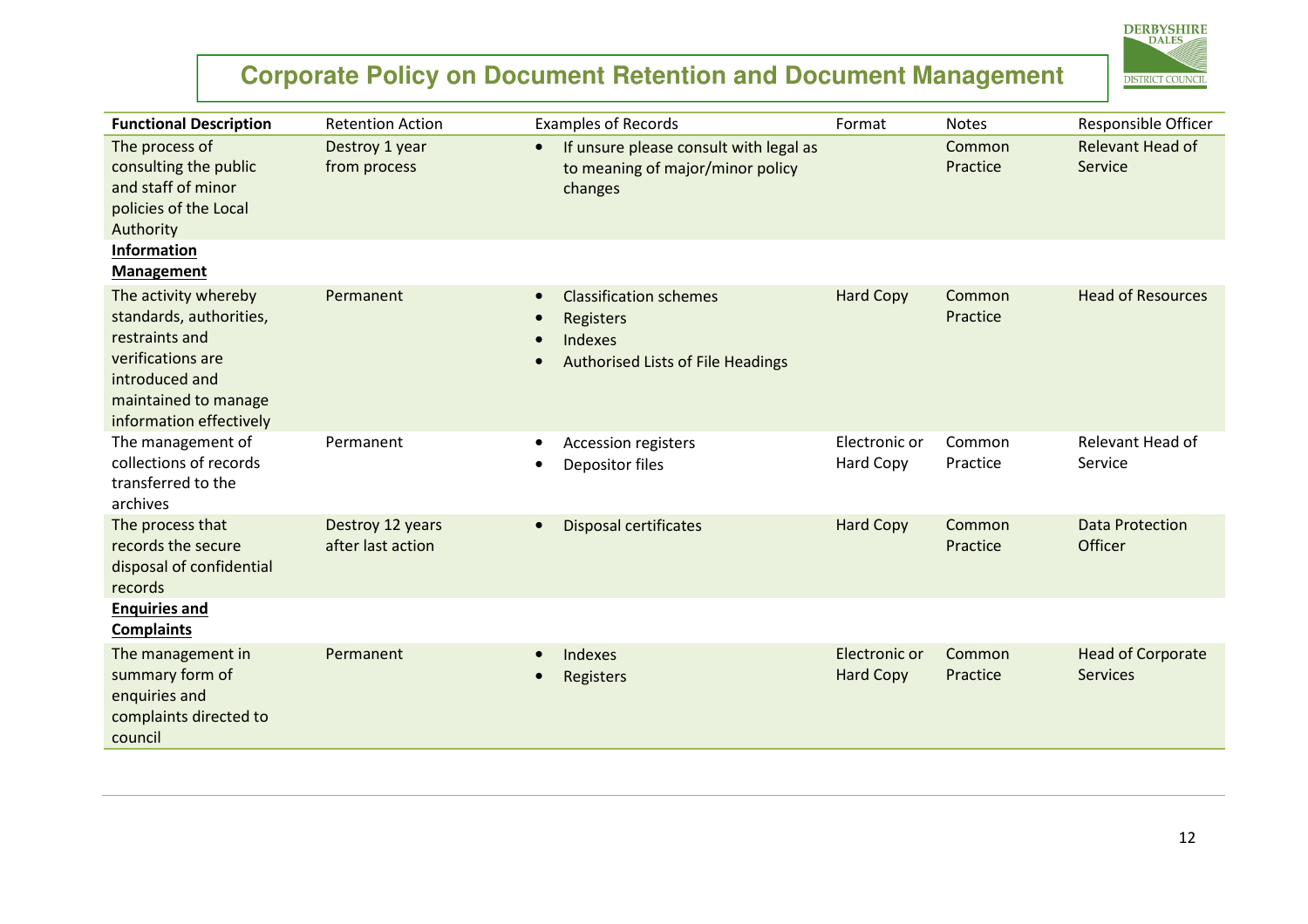## Corporate Policy on Document Retention and Document Management

| Functional Description | Retention Action | Examples of Records | Format | Notes | Responsible Officer |
|---|---|---|---|---|---|
| The process of consulting the public and staff of minor policies of the Local Authority | Destroy 1 year from process | • If unsure please consult with legal as to meaning of major/minor policy changes | | Common Practice | Relevant Head of Service |
| **Information Management** | | | | | |
| The activity whereby standards, authorities, restraints and verifications are introduced and maintained to manage information effectively | Permanent | • Classification schemes<br>• Registers<br>• Indexes<br>• Authorised Lists of File Headings | Hard Copy | Common Practice | Head of Resources |
| The management of collections of records transferred to the archives | Permanent | • Accession registers<br>• Depositor files | Electronic or Hard Copy | Common Practice | Relevant Head of Service |
| The process that records the secure disposal of confidential records | Destroy 12 years after last action | • Disposal certificates | Hard Copy | Common Practice | Data Protection Officer |
| **Enquiries and Complaints** | | | | | |
| The management in summary form of enquiries and complaints directed to council | Permanent | • Indexes<br>• Registers | Electronic or Hard Copy | Common Practice | Head of Corporate Services |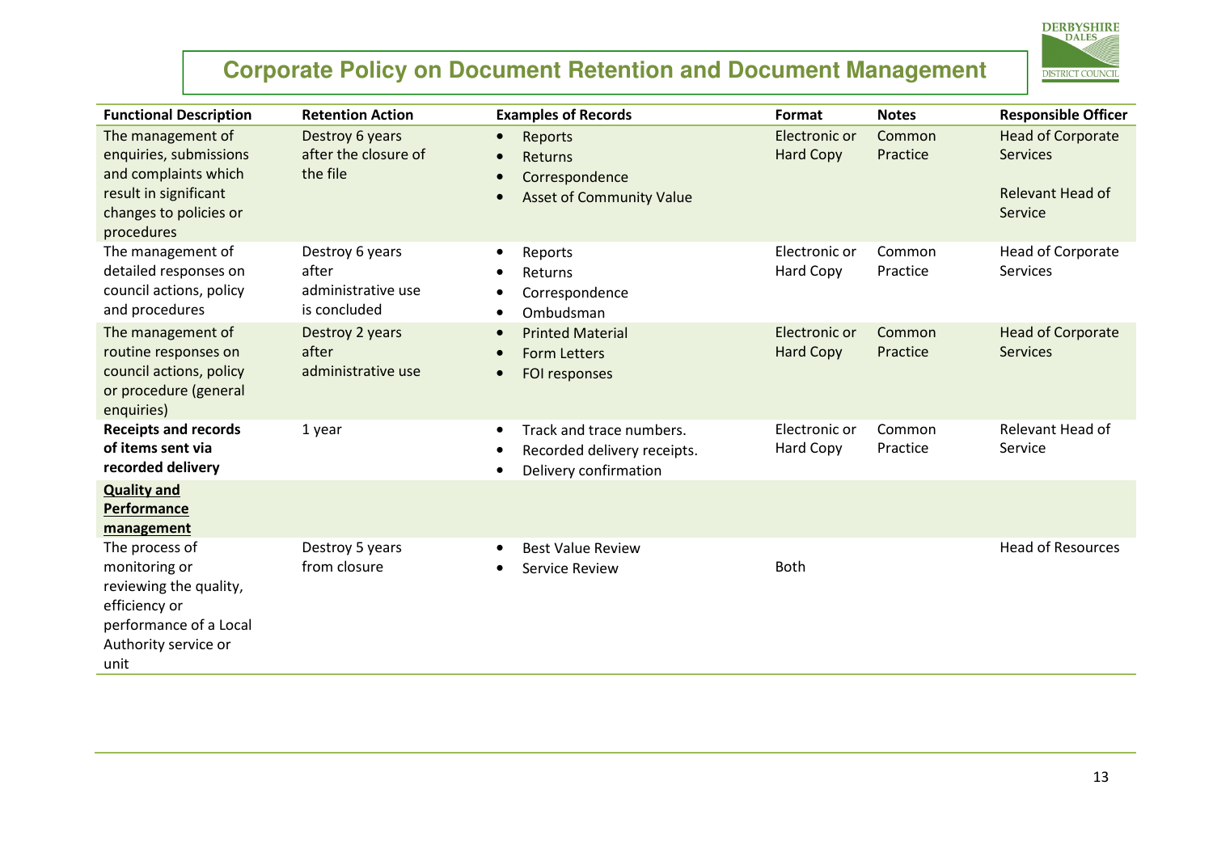## Corporate Policy on Document Retention and Document Management

| Functional Description | Retention Action | Examples of Records | Format | Notes | Responsible Officer |
|---|---|---|---|---|---|
| The management of enquiries, submissions and complaints which result in significant changes to policies or procedures | Destroy 6 years after the closure of the file | • Reports<br>• Returns<br>• Correspondence<br>• Asset of Community Value | Electronic or Hard Copy | Common Practice | Head of Corporate Services<br><br>Relevant Head of Service |
| The management of detailed responses on council actions, policy and procedures | Destroy 6 years after administrative use is concluded | • Reports<br>• Returns<br>• Correspondence<br>• Ombudsman | Electronic or Hard Copy | Common Practice | Head of Corporate Services |
| The management of routine responses on council actions, policy or procedure (general enquiries) | Destroy 2 years after administrative use | • Printed Material<br>• Form Letters<br>• FOI responses | Electronic or Hard Copy | Common Practice | Head of Corporate Services |
| **Receipts and records of items sent via recorded delivery** | 1 year | • Track and trace numbers.<br>• Recorded delivery receipts.<br>• Delivery confirmation | Electronic or Hard Copy | Common Practice | Relevant Head of Service |
| **Quality and Performance management** | | | | | |
| The process of monitoring or reviewing the quality, efficiency or performance of a Local Authority service or unit | Destroy 5 years from closure | • Best Value Review<br>• Service Review | Both | | Head of Resources |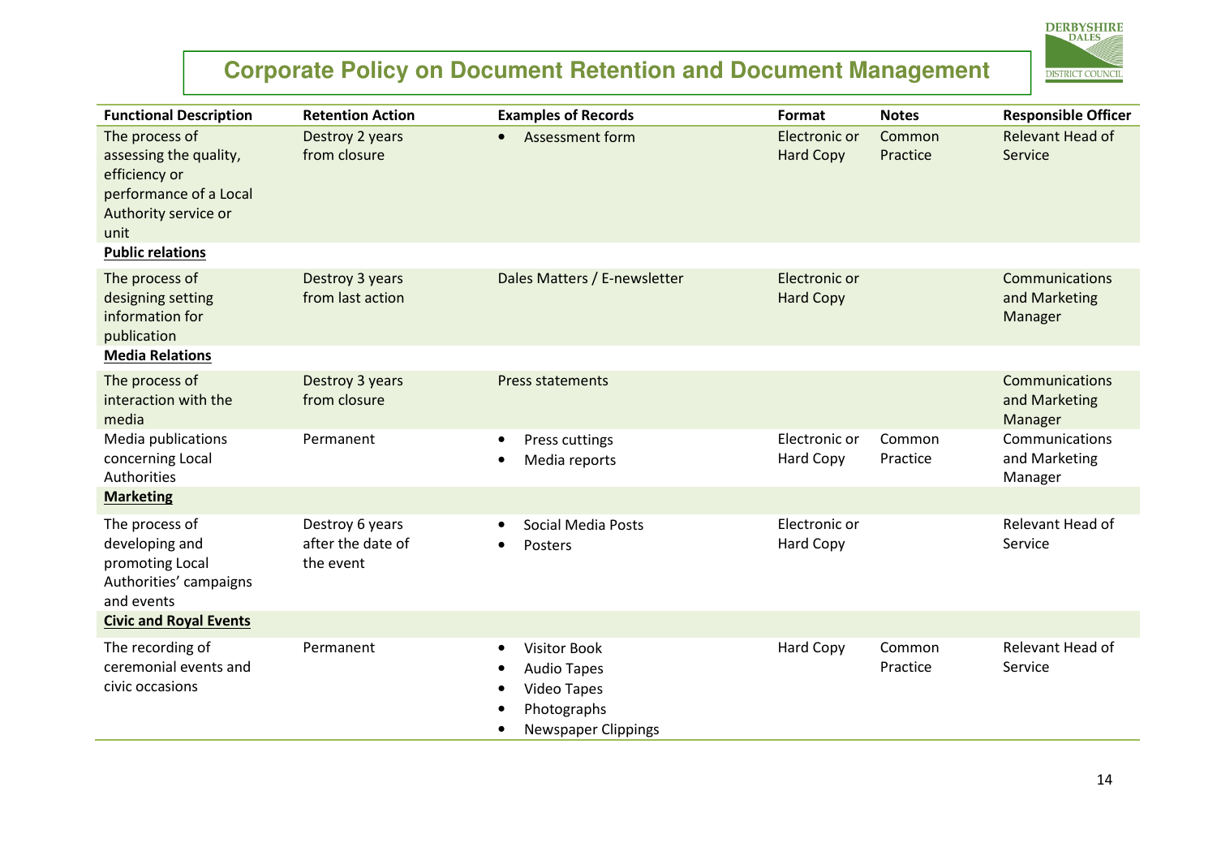| Functional Description | Retention Action | Examples of Records | Format | Notes | Responsible Officer |
|---|---|---|---|---|---|
| The process of assessing the quality, efficiency or performance of a Local Authority service or unit | Destroy 2 years from closure | • Assessment form | Electronic or Hard Copy | Common Practice | Relevant Head of Service |
| **Public relations** | | | | | |
| The process of designing setting information for publication | Destroy 3 years from last action | Dales Matters / E-newsletter | Electronic or Hard Copy | | Communications and Marketing Manager |
| **Media Relations** | | | | | |
| The process of interaction with the media | Destroy 3 years from closure | Press statements | | | Communications and Marketing Manager |
| Media publications concerning Local Authorities | Permanent | • Press cuttings<br>• Media reports | Electronic or Hard Copy | Common Practice | Communications and Marketing Manager |
| **Marketing** | | | | | |
| The process of developing and promoting Local Authorities' campaigns and events | Destroy 6 years after the date of the event | • Social Media Posts<br>• Posters | Electronic or Hard Copy | | Relevant Head of Service |
| **Civic and Royal Events** | | | | | |
| The recording of ceremonial events and civic occasions | Permanent | • Visitor Book<br>• Audio Tapes<br>• Video Tapes<br>• Photographs<br>• Newspaper Clippings | Hard Copy | Common Practice | Relevant Head of Service |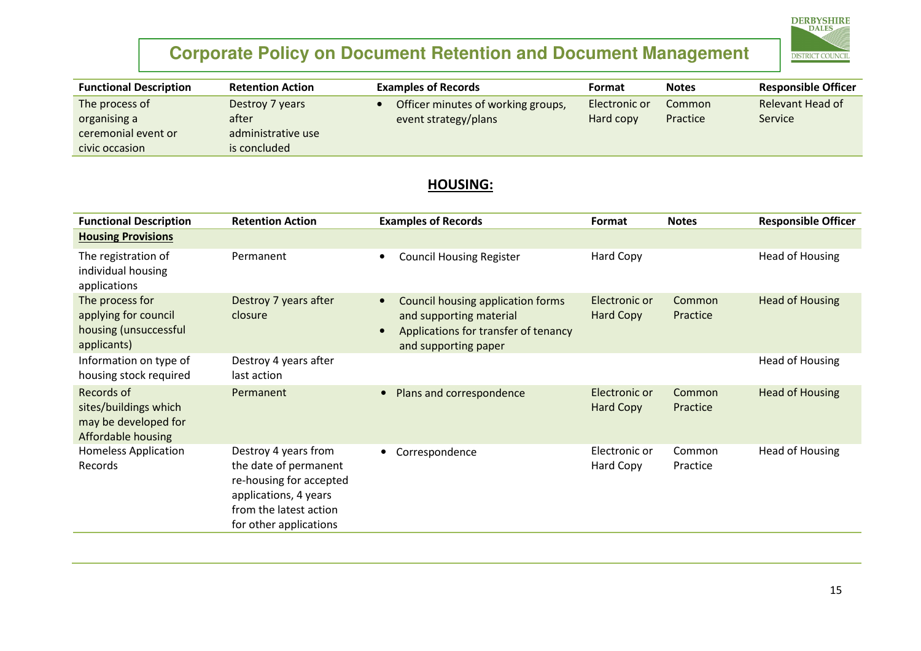| Functional Description | Retention Action | Examples of Records | Format | Notes | Responsible Officer |
|---|---|---|---|---|---|
| The process of organising a ceremonial event or civic occasion | Destroy 7 years after administrative use is concluded | • Officer minutes of working groups, event strategy/plans | Electronic or Hard copy | Common Practice | Relevant Head of Service |

## HOUSING:

| Functional Description | Retention Action | Examples of Records | Format | Notes | Responsible Officer |
|---|---|---|---|---|---|
| **Housing Provisions** | | | | | |
| The registration of individual housing applications | Permanent | • Council Housing Register | Hard Copy | | Head of Housing |
| The process for applying for council housing (unsuccessful applicants) | Destroy 7 years after closure | • Council housing application forms and supporting material<br>• Applications for transfer of tenancy and supporting paper | Electronic or Hard Copy | Common Practice | Head of Housing |
| Information on type of housing stock required | Destroy 4 years after last action | | | | Head of Housing |
| Records of sites/buildings which may be developed for Affordable housing | Permanent | • Plans and correspondence | Electronic or Hard Copy | Common Practice | Head of Housing |
| Homeless Application Records | Destroy 4 years from the date of permanent re-housing for accepted applications, 4 years from the latest action for other applications | • Correspondence | Electronic or Hard Copy | Common Practice | Head of Housing |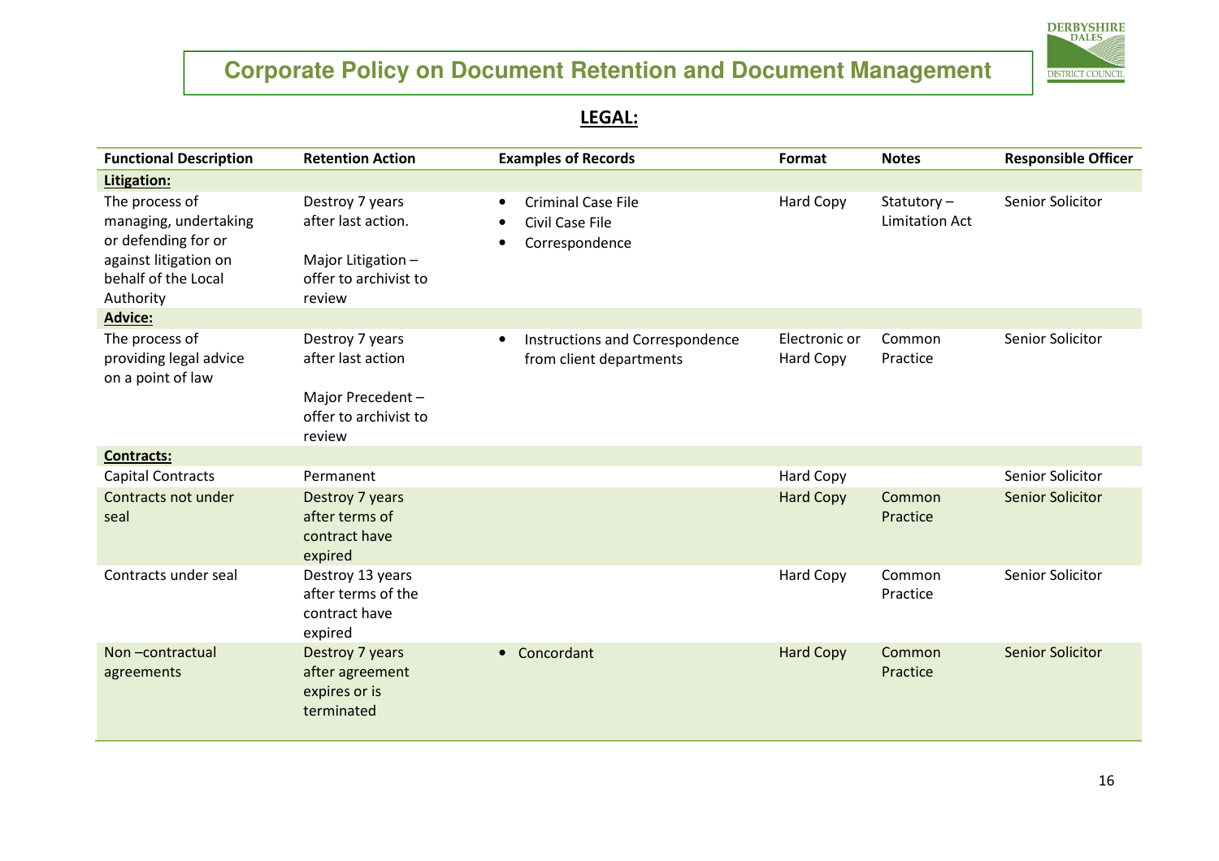# Corporate Policy on Document Retention and Document Management

## LEGAL:

| Functional Description | Retention Action | Examples of Records | Format | Notes | Responsible Officer |
|---|---|---|---|---|---|
| **Litigation:** | | | | | |
| The process of managing, undertaking or defending for or against litigation on behalf of the Local Authority | Destroy 7 years after last action.<br><br>Major Litigation – offer to archivist to review | • Criminal Case File<br>• Civil Case File<br>• Correspondence | Hard Copy | Statutory – Limitation Act | Senior Solicitor |
| **Advice:** | | | | | |
| The process of providing legal advice on a point of law | Destroy 7 years after last action<br><br>Major Precedent – offer to archivist to review | • Instructions and Correspondence from client departments | Electronic or Hard Copy | Common Practice | Senior Solicitor |
| **Contracts:** | | | | | |
| Capital Contracts | Permanent | | Hard Copy | | Senior Solicitor |
| Contracts not under seal | Destroy 7 years after terms of contract have expired | | Hard Copy | Common Practice | Senior Solicitor |
| Contracts under seal | Destroy 13 years after terms of the contract have expired | | Hard Copy | Common Practice | Senior Solicitor |
| Non –contractual agreements | Destroy 7 years after agreement expires or is terminated | • Concordant | Hard Copy | Common Practice | Senior Solicitor |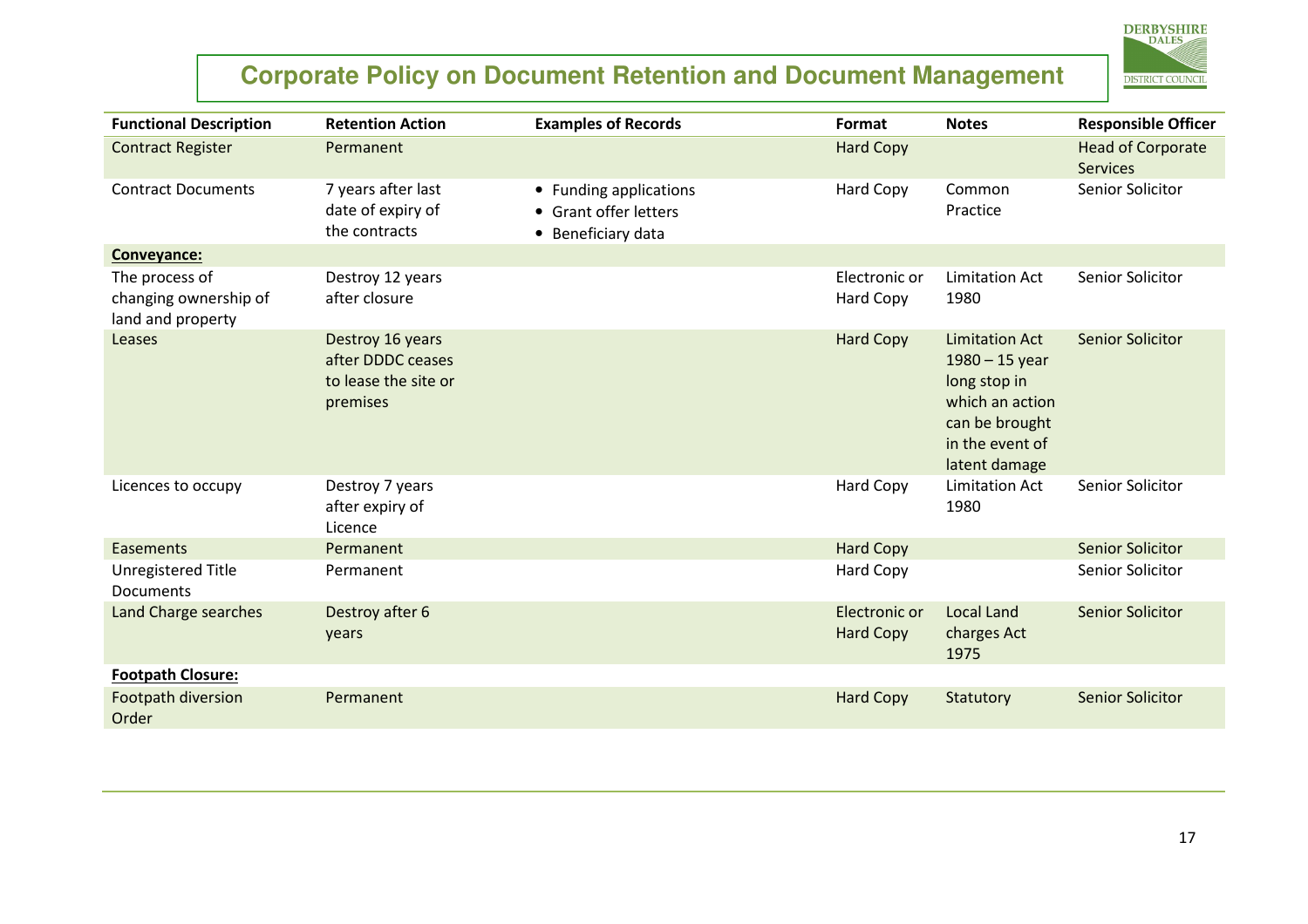| Functional Description | Retention Action | Examples of Records | Format | Notes | Responsible Officer |
|---|---|---|---|---|---|
| Contract Register | Permanent | | Hard Copy | | Head of Corporate Services |
| Contract Documents | 7 years after last date of expiry of the contracts | • Funding applications<br>• Grant offer letters<br>• Beneficiary data | Hard Copy | Common Practice | Senior Solicitor |
| **<u>Conveyance:</u>** | | | | | |
| The process of changing ownership of land and property | Destroy 12 years after closure | | Electronic or Hard Copy | Limitation Act 1980 | Senior Solicitor |
| Leases | Destroy 16 years after DDDC ceases to lease the site or premises | | Hard Copy | Limitation Act 1980 – 15 year long stop in which an action can be brought in the event of latent damage | Senior Solicitor |
| Licences to occupy | Destroy 7 years after expiry of Licence | | Hard Copy | Limitation Act 1980 | Senior Solicitor |
| Easements | Permanent | | Hard Copy | | Senior Solicitor |
| Unregistered Title Documents | Permanent | | Hard Copy | | Senior Solicitor |
| Land Charge searches | Destroy after 6 years | | Electronic or Hard Copy | Local Land charges Act 1975 | Senior Solicitor |
| **<u>Footpath Closure:</u>** | | | | | |
| Footpath diversion Order | Permanent | | Hard Copy | Statutory | Senior Solicitor |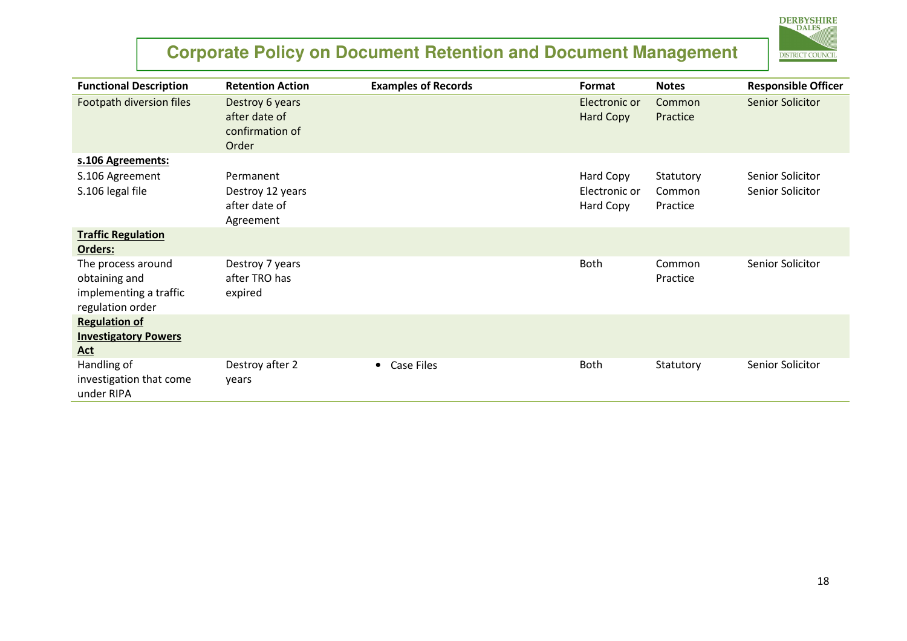# Corporate Policy on Document Retention and Document Management

| Functional Description | Retention Action | Examples of Records | Format | Notes | Responsible Officer |
|---|---|---|---|---|---|
| Footpath diversion files | Destroy 6 years after date of confirmation of Order | | Electronic or Hard Copy | Common Practice | Senior Solicitor |
| **s.106 Agreements:** | | | | | |
| S.106 Agreement | Permanent | | Hard Copy | Statutory | Senior Solicitor |
| S.106 legal file | Destroy 12 years after date of Agreement | | Electronic or Hard Copy | Common Practice | Senior Solicitor |
| **Traffic Regulation Orders:** | | | | | |
| The process around obtaining and implementing a traffic regulation order | Destroy 7 years after TRO has expired | | Both | Common Practice | Senior Solicitor |
| **Regulation of Investigatory Powers Act** | | | | | |
| Handling of investigation that come under RIPA | Destroy after 2 years | • Case Files | Both | Statutory | Senior Solicitor |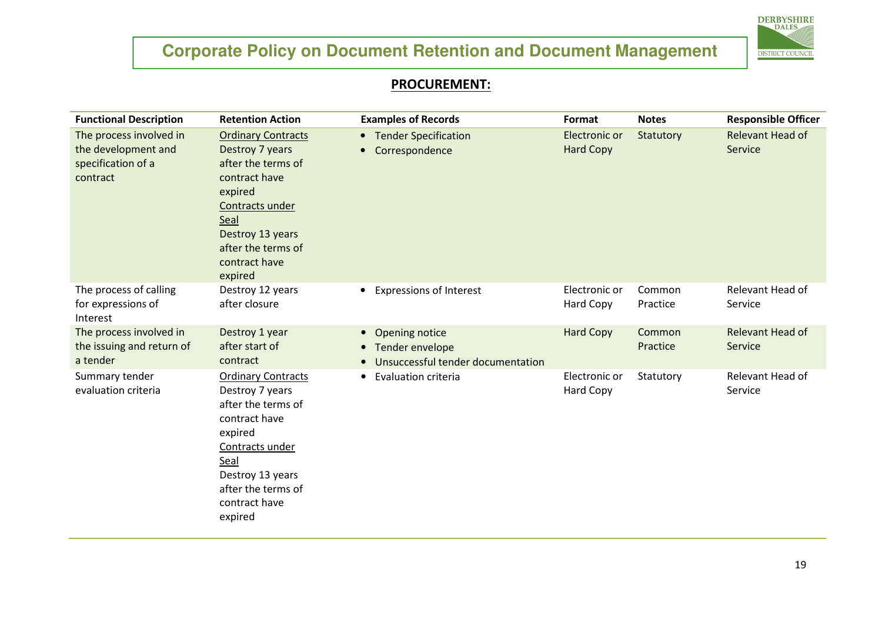# Corporate Policy on Document Retention and Document Management

## PROCUREMENT:

| Functional Description | Retention Action | Examples of Records | Format | Notes | Responsible Officer |
|---|---|---|---|---|---|
| The process involved in the development and specification of a contract | Ordinary Contracts<br>Destroy 7 years after the terms of contract have expired<br>Contracts under Seal<br>Destroy 13 years after the terms of contract have expired | • Tender Specification<br>• Correspondence | Electronic or Hard Copy | Statutory | Relevant Head of Service |
| The process of calling for expressions of Interest | Destroy 12 years after closure | • Expressions of Interest | Electronic or Hard Copy | Common Practice | Relevant Head of Service |
| The process involved in the issuing and return of a tender | Destroy 1 year after start of contract | • Opening notice<br>• Tender envelope<br>• Unsuccessful tender documentation | Hard Copy | Common Practice | Relevant Head of Service |
| Summary tender evaluation criteria | Ordinary Contracts<br>Destroy 7 years after the terms of contract have expired<br>Contracts under Seal<br>Destroy 13 years after the terms of contract have expired | • Evaluation criteria | Electronic or Hard Copy | Statutory | Relevant Head of Service |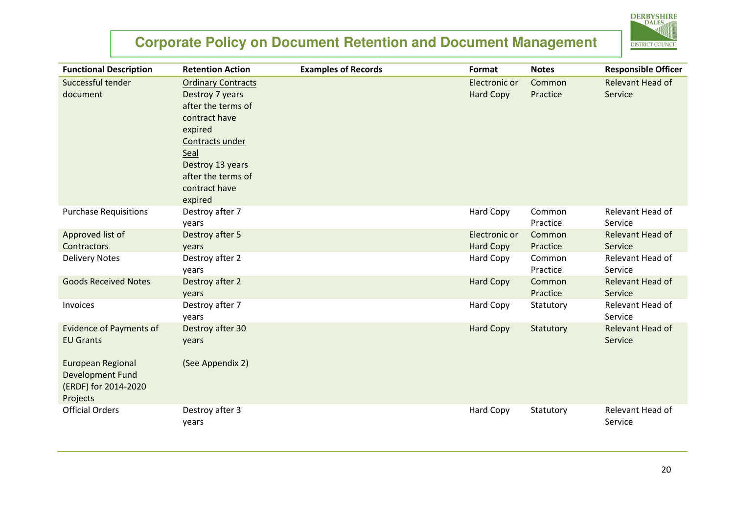| Functional Description | Retention Action | Examples of Records | Format | Notes | Responsible Officer |
|---|---|---|---|---|---|
| Successful tender document | Ordinary Contracts<br>Destroy 7 years after the terms of contract have expired<br>Contracts under Seal<br>Destroy 13 years after the terms of contract have expired | | Electronic or Hard Copy | Common Practice | Relevant Head of Service |
| Purchase Requisitions | Destroy after 7 years | | Hard Copy | Common Practice | Relevant Head of Service |
| Approved list of Contractors | Destroy after 5 years | | Electronic or Hard Copy | Common Practice | Relevant Head of Service |
| Delivery Notes | Destroy after 2 years | | Hard Copy | Common Practice | Relevant Head of Service |
| Goods Received Notes | Destroy after 2 years | | Hard Copy | Common Practice | Relevant Head of Service |
| Invoices | Destroy after 7 years | | Hard Copy | Statutory | Relevant Head of Service |
| Evidence of Payments of EU Grants<br><br>European Regional Development Fund (ERDF) for 2014-2020 Projects | Destroy after 30 years<br><br>(See Appendix 2) | | Hard Copy | Statutory | Relevant Head of Service |
| Official Orders | Destroy after 3 years | | Hard Copy | Statutory | Relevant Head of Service |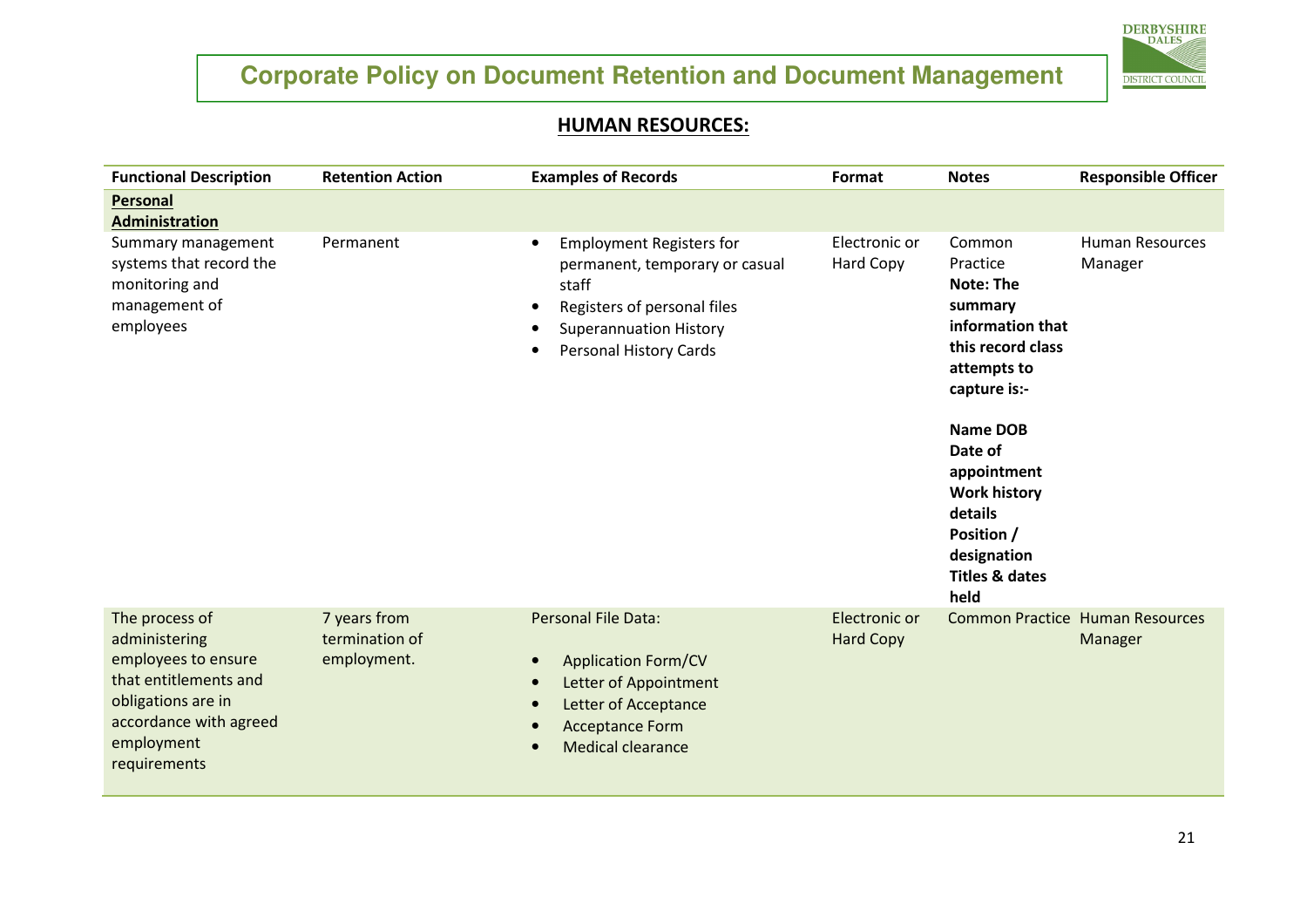## HUMAN RESOURCES:

| Functional Description | Retention Action | Examples of Records | Format | Notes | Responsible Officer |
|---|---|---|---|---|---|
| **Personal Administration** | | | | | |
| Summary management systems that record the monitoring and management of employees | Permanent | • Employment Registers for permanent, temporary or casual staff<br>• Registers of personal files<br>• Superannuation History<br>• Personal History Cards | Electronic or Hard Copy | Common Practice **Note: The summary information that this record class attempts to capture is:-**<br><br>**Name DOB Date of appointment Work history details Position / designation Titles & dates held** | Human Resources Manager |
| The process of administering employees to ensure that entitlements and obligations are in accordance with agreed employment requirements | 7 years from termination of employment. | Personal File Data:<br>• Application Form/CV<br>• Letter of Appointment<br>• Letter of Acceptance<br>• Acceptance Form<br>• Medical clearance | Electronic or Hard Copy | Common Practice | Human Resources Manager |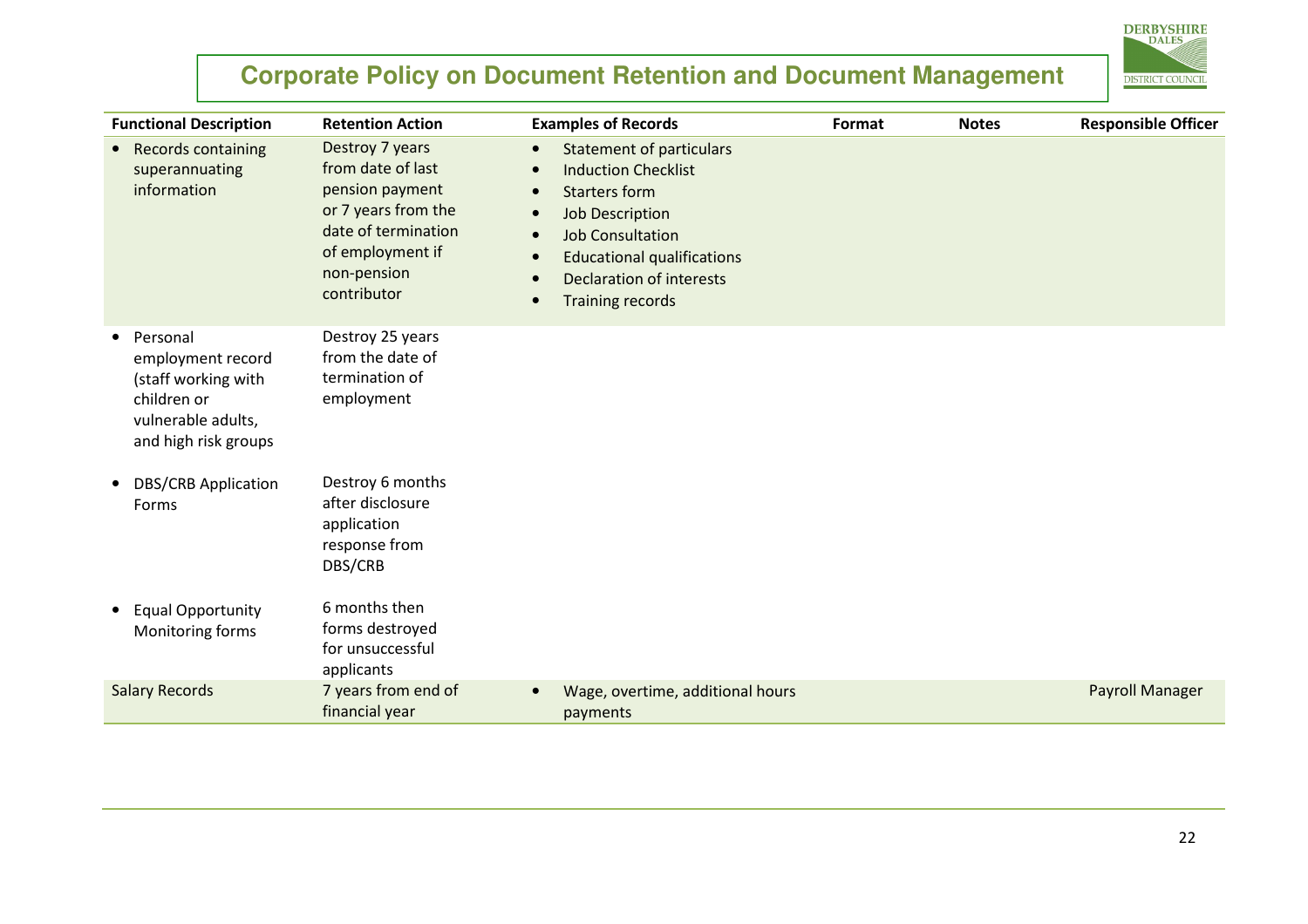## Corporate Policy on Document Retention and Document Management

| Functional Description | Retention Action | Examples of Records | Format | Notes | Responsible Officer |
|---|---|---|---|---|---|
| • Records containing superannuating information | Destroy 7 years from date of last pension payment or 7 years from the date of termination of employment if non-pension contributor | • Statement of particulars<br>• Induction Checklist<br>• Starters form<br>• Job Description<br>• Job Consultation<br>• Educational qualifications<br>• Declaration of interests<br>• Training records | | | |
| • Personal employment record (staff working with children or vulnerable adults, and high risk groups | Destroy 25 years from the date of termination of employment | | | | |
| • DBS/CRB Application Forms | Destroy 6 months after disclosure application response from DBS/CRB | | | | |
| • Equal Opportunity Monitoring forms | 6 months then forms destroyed for unsuccessful applicants | | | | |
| Salary Records | 7 years from end of financial year | • Wage, overtime, additional hours payments | | | Payroll Manager |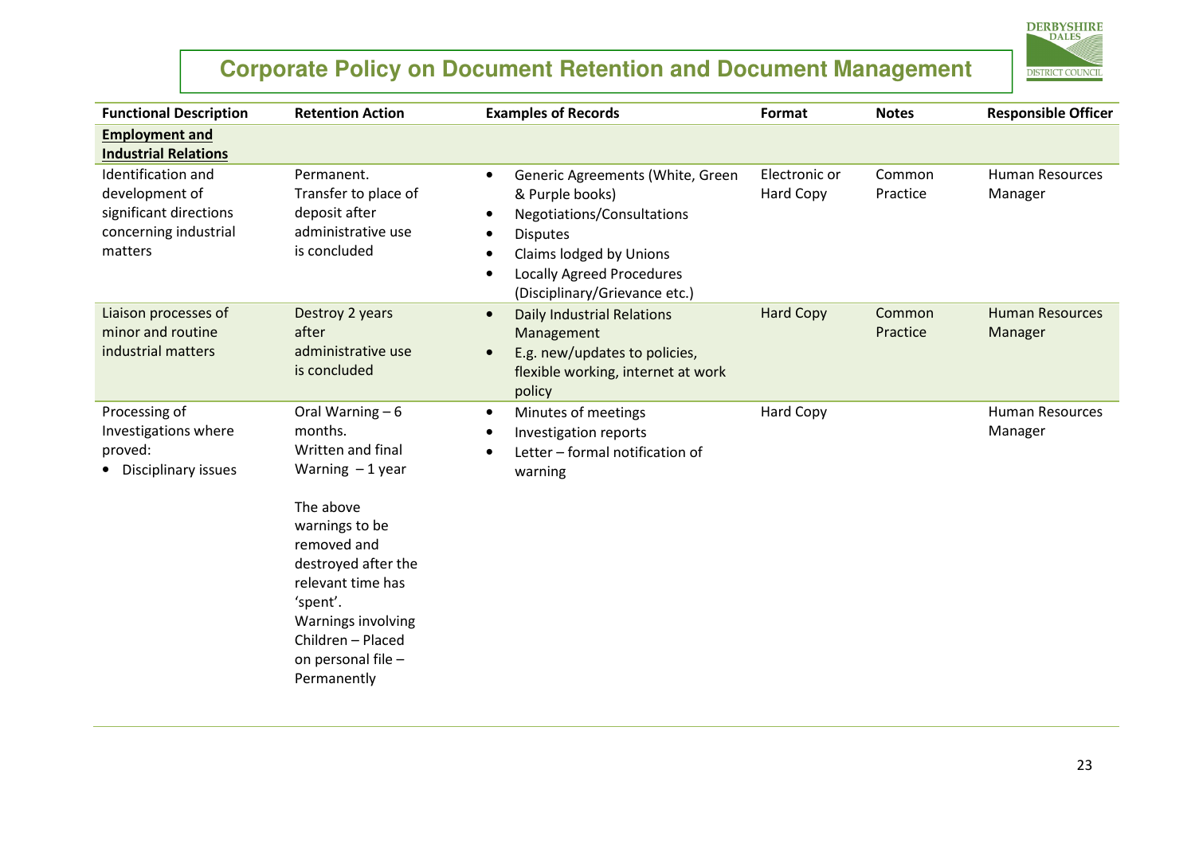# Corporate Policy on Document Retention and Document Management

| Functional Description | Retention Action | Examples of Records | Format | Notes | Responsible Officer |
|---|---|---|---|---|---|
| **Employment and Industrial Relations** | | | | | |
| Identification and development of significant directions concerning industrial matters | Permanent. Transfer to place of deposit after administrative use is concluded | • Generic Agreements (White, Green & Purple books)<br>• Negotiations/Consultations<br>• Disputes<br>• Claims lodged by Unions<br>• Locally Agreed Procedures (Disciplinary/Grievance etc.) | Electronic or Hard Copy | Common Practice | Human Resources Manager |
| Liaison processes of minor and routine industrial matters | Destroy 2 years after administrative use is concluded | • Daily Industrial Relations Management<br>• E.g. new/updates to policies, flexible working, internet at work policy | Hard Copy | Common Practice | Human Resources Manager |
| Processing of Investigations where proved:<br>• Disciplinary issues | Oral Warning – 6 months.<br>Written and final Warning – 1 year<br><br>The above warnings to be removed and destroyed after the relevant time has 'spent'.<br>Warnings involving Children – Placed on personal file – Permanently | • Minutes of meetings<br>• Investigation reports<br>• Letter – formal notification of warning | Hard Copy | | Human Resources Manager |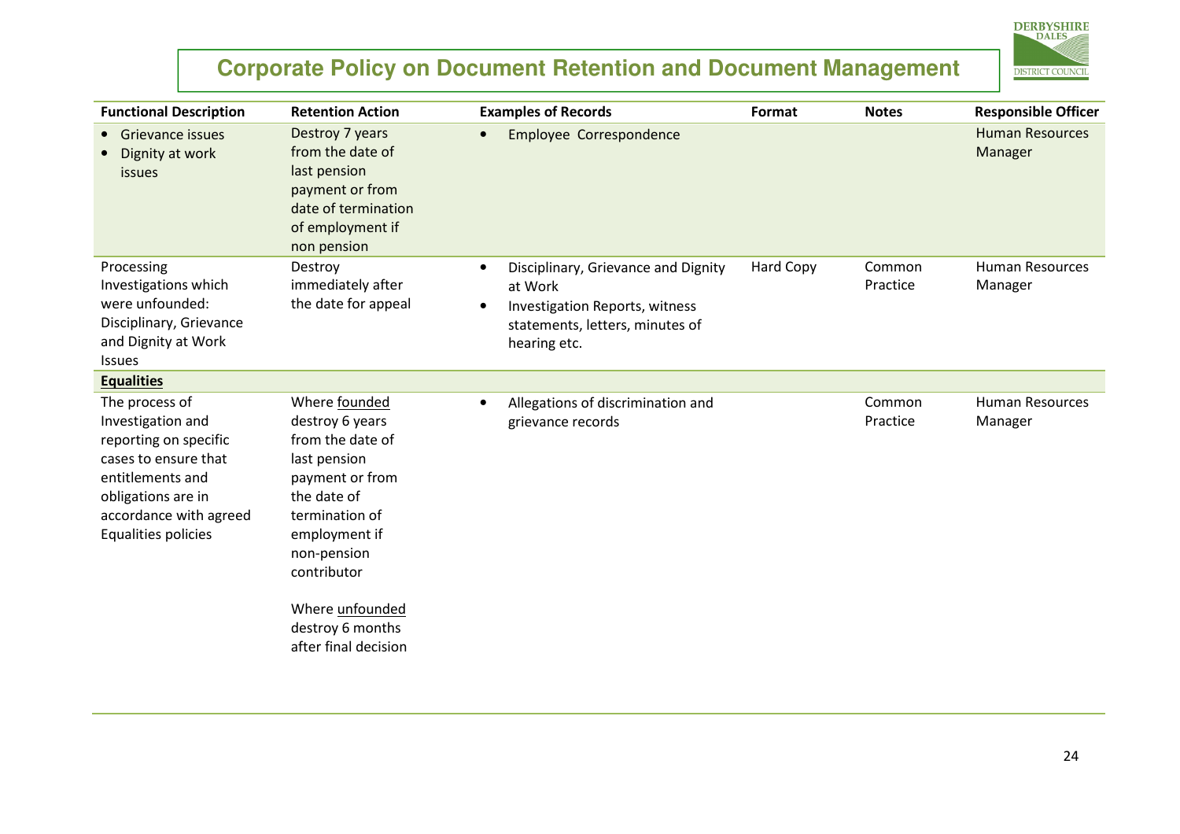# Corporate Policy on Document Retention and Document Management

| Functional Description | Retention Action | Examples of Records | Format | Notes | Responsible Officer |
|---|---|---|---|---|---|
| • Grievance issues<br>• Dignity at work issues | Destroy 7 years from the date of last pension payment or from date of termination of employment if non pension | • Employee Correspondence | | | Human Resources Manager |
| Processing Investigations which were unfounded: Disciplinary, Grievance and Dignity at Work Issues | Destroy immediately after the date for appeal | • Disciplinary, Grievance and Dignity at Work<br>• Investigation Reports, witness statements, letters, minutes of hearing etc. | Hard Copy | Common Practice | Human Resources Manager |
| **Equalities** | | | | | |
| The process of Investigation and reporting on specific cases to ensure that entitlements and obligations are in accordance with agreed Equalities policies | Where founded destroy 6 years from the date of last pension payment or from the date of termination of employment if non-pension contributor<br><br>Where unfounded destroy 6 months after final decision | • Allegations of discrimination and grievance records | | Common Practice | Human Resources Manager |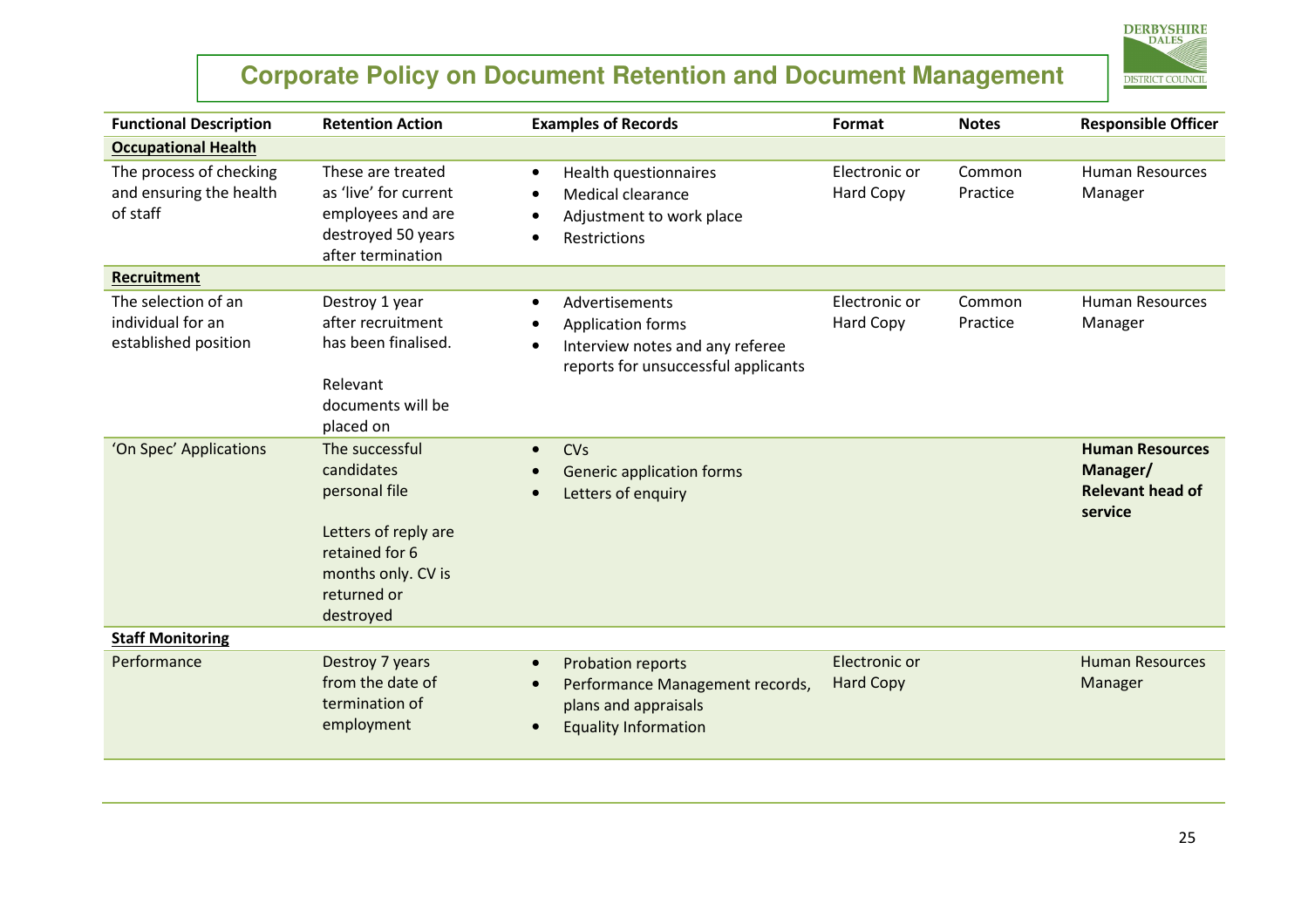## Corporate Policy on Document Retention and Document Management

| Functional Description | Retention Action | Examples of Records | Format | Notes | Responsible Officer |
|---|---|---|---|---|---|
| **Occupational Health** | | | | | |
| The process of checking and ensuring the health of staff | These are treated as 'live' for current employees and are destroyed 50 years after termination | • Health questionnaires<br>• Medical clearance<br>• Adjustment to work place<br>• Restrictions | Electronic or Hard Copy | Common Practice | Human Resources Manager |
| **Recruitment** | | | | | |
| The selection of an individual for an established position | Destroy 1 year after recruitment has been finalised.<br><br>Relevant documents will be placed on | • Advertisements<br>• Application forms<br>• Interview notes and any referee reports for unsuccessful applicants | Electronic or Hard Copy | Common Practice | Human Resources Manager |
| 'On Spec' Applications | The successful candidates personal file<br><br>Letters of reply are retained for 6 months only. CV is returned or destroyed | • CVs<br>• Generic application forms<br>• Letters of enquiry | | | **Human Resources Manager/ Relevant head of service** |
| **Staff Monitoring** | | | | | |
| Performance | Destroy 7 years from the date of termination of employment | • Probation reports<br>• Performance Management records, plans and appraisals<br>• Equality Information | Electronic or Hard Copy | | Human Resources Manager |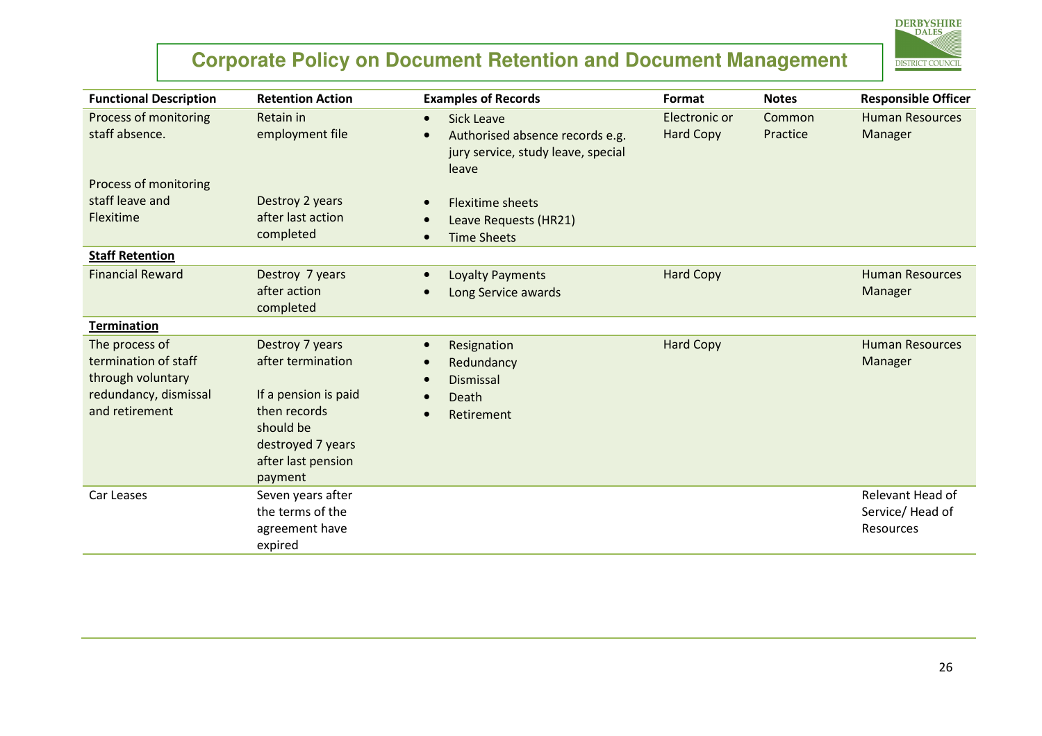# Corporate Policy on Document Retention and Document Management

| Functional Description | Retention Action | Examples of Records | Format | Notes | Responsible Officer |
|---|---|---|---|---|---|
| Process of monitoring staff absence.<br><br>Process of monitoring staff leave and Flexitime | Retain in employment file<br><br>Destroy 2 years after last action completed | • Sick Leave<br>• Authorised absence records e.g. jury service, study leave, special leave<br><br>• Flexitime sheets<br>• Leave Requests (HR21)<br>• Time Sheets | Electronic or Hard Copy | Common Practice | Human Resources Manager |
| **Staff Retention** | | | | | |
| Financial Reward | Destroy 7 years after action completed | • Loyalty Payments<br>• Long Service awards | Hard Copy | | Human Resources Manager |
| **Termination** | | | | | |
| The process of termination of staff through voluntary redundancy, dismissal and retirement | Destroy 7 years after termination<br><br>If a pension is paid then records should be destroyed 7 years after last pension payment | • Resignation<br>• Redundancy<br>• Dismissal<br>• Death<br>• Retirement | Hard Copy | | Human Resources Manager |
| Car Leases | Seven years after the terms of the agreement have expired | | | | Relevant Head of Service/ Head of Resources |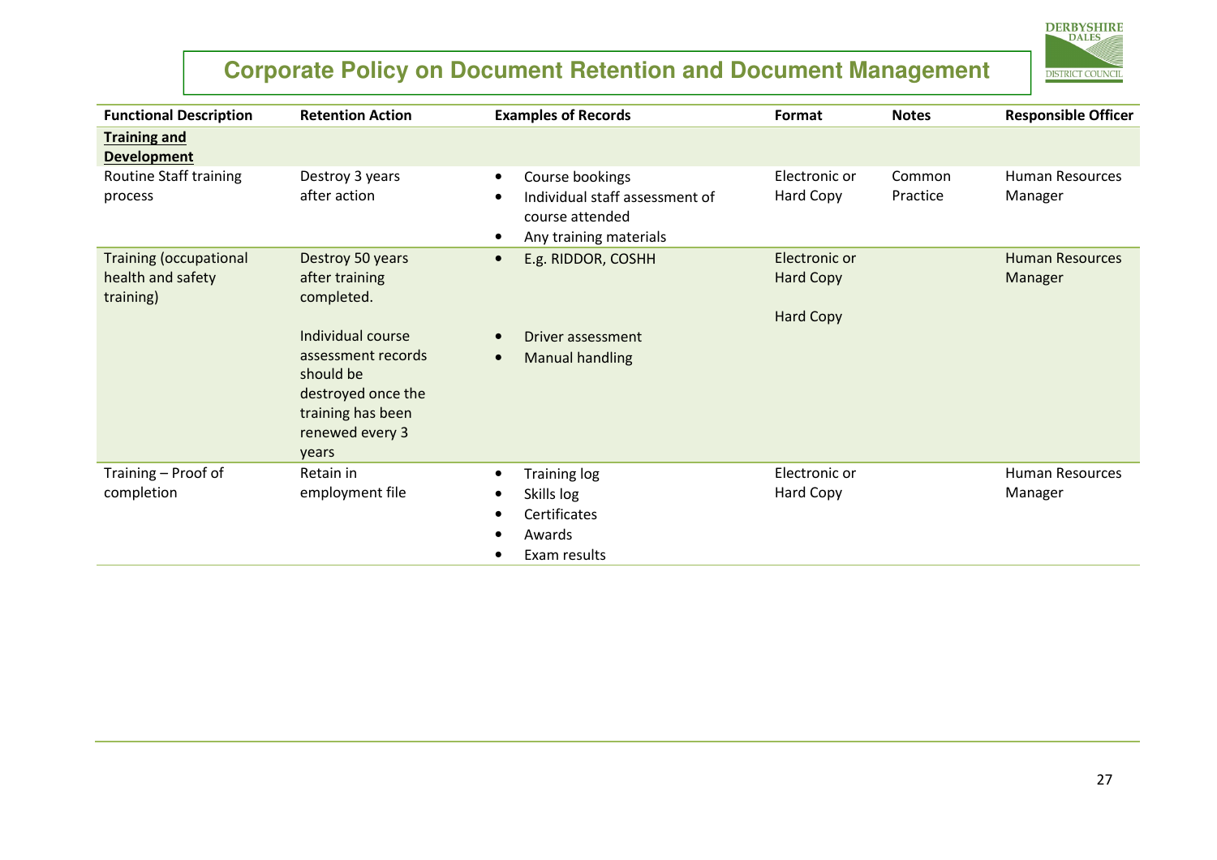# Corporate Policy on Document Retention and Document Management

| Functional Description | Retention Action | Examples of Records | Format | Notes | Responsible Officer |
|---|---|---|---|---|---|
| **Training and Development** | | | | | |
| Routine Staff training process | Destroy 3 years after action | • Course bookings<br>• Individual staff assessment of course attended<br>• Any training materials | Electronic or Hard Copy | Common Practice | Human Resources Manager |
| Training (occupational health and safety training) | Destroy 50 years after training completed.<br><br>Individual course assessment records should be destroyed once the training has been renewed every 3 years | • E.g. RIDDOR, COSHH<br><br>• Driver assessment<br>• Manual handling | Electronic or Hard Copy<br><br>Hard Copy | | Human Resources Manager |
| Training – Proof of completion | Retain in employment file | • Training log<br>• Skills log<br>• Certificates<br>• Awards<br>• Exam results | Electronic or Hard Copy | | Human Resources Manager |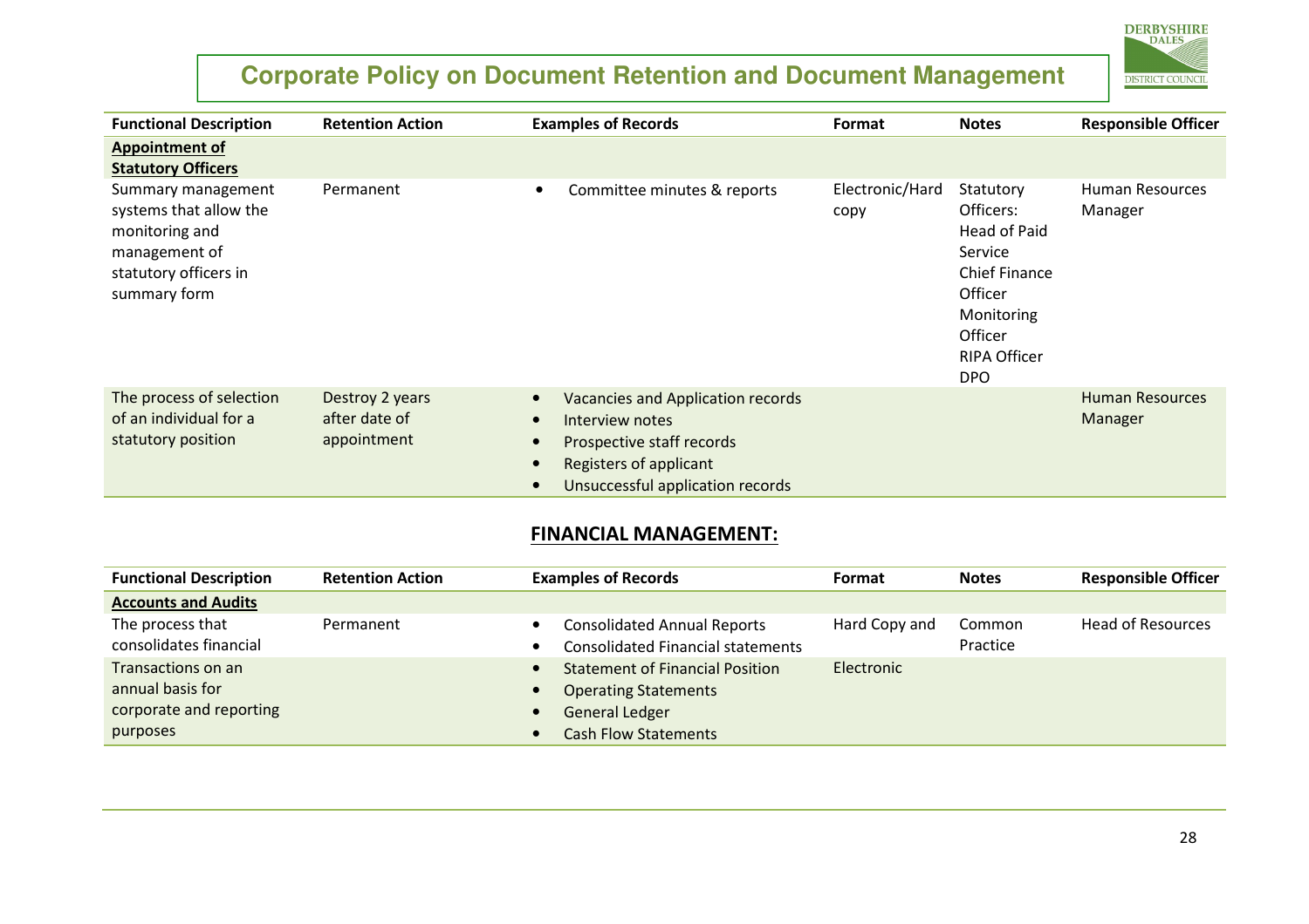# Corporate Policy on Document Retention and Document Management

| Functional Description | Retention Action | Examples of Records | Format | Notes | Responsible Officer |
|---|---|---|---|---|---|
| **Appointment of Statutory Officers** | | | | | |
| Summary management systems that allow the monitoring and management of statutory officers in summary form | Permanent | • Committee minutes & reports | Electronic/Hard copy | Statutory Officers: Head of Paid Service Chief Finance Officer Monitoring Officer RIPA Officer DPO | Human Resources Manager |
| The process of selection of an individual for a statutory position | Destroy 2 years after date of appointment | • Vacancies and Application records<br>• Interview notes<br>• Prospective staff records<br>• Registers of applicant<br>• Unsuccessful application records | | | Human Resources Manager |

## FINANCIAL MANAGEMENT:

| Functional Description | Retention Action | Examples of Records | Format | Notes | Responsible Officer |
|---|---|---|---|---|---|
| **Accounts and Audits** | | | | | |
| The process that consolidates financial Transactions on an annual basis for corporate and reporting purposes | Permanent | • Consolidated Annual Reports<br>• Consolidated Financial statements<br>• Statement of Financial Position<br>• Operating Statements<br>• General Ledger<br>• Cash Flow Statements | Hard Copy and Electronic | Common Practice | Head of Resources |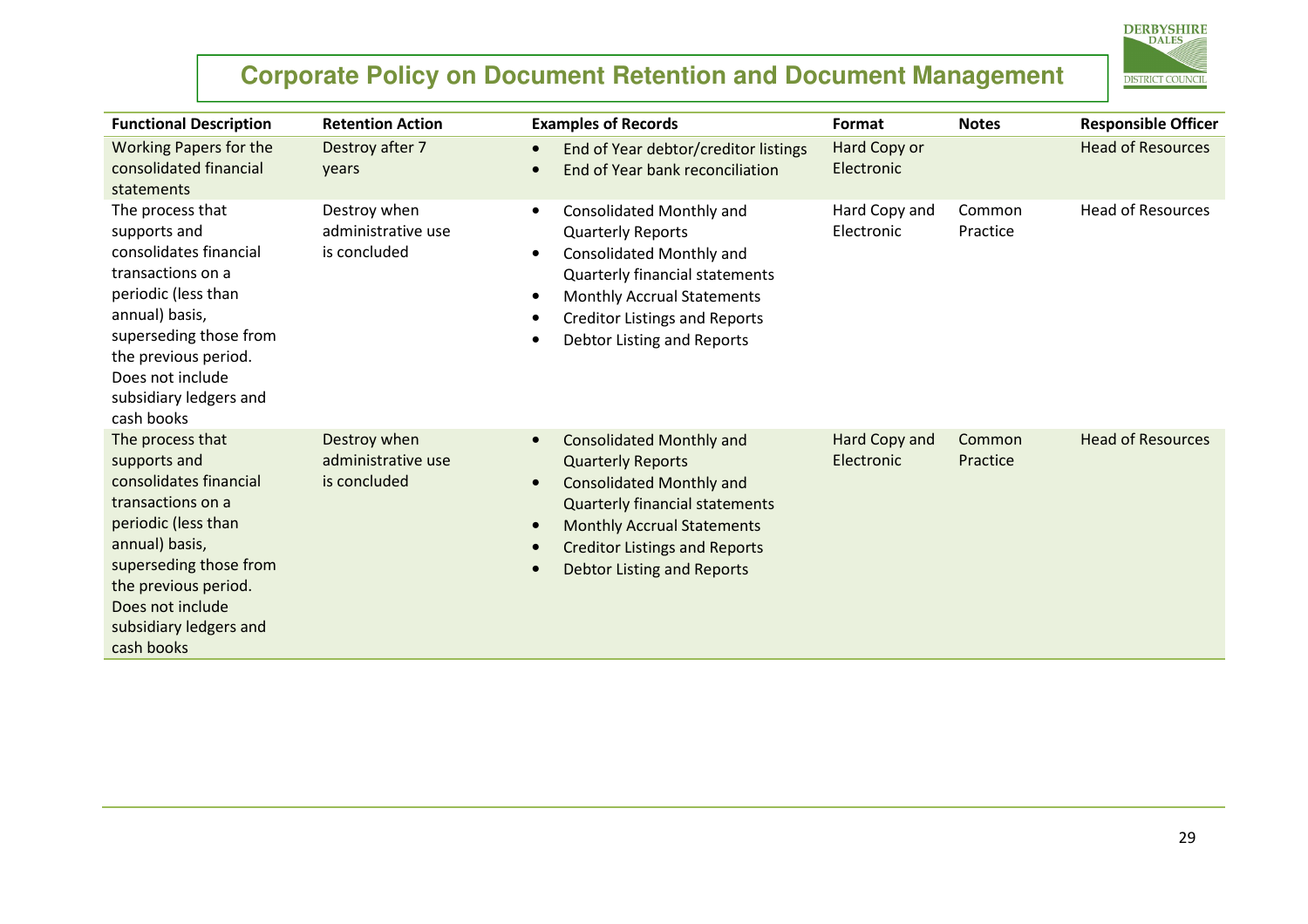## Corporate Policy on Document Retention and Document Management

| Functional Description | Retention Action | Examples of Records | Format | Notes | Responsible Officer |
|---|---|---|---|---|---|
| Working Papers for the consolidated financial statements | Destroy after 7 years | • End of Year debtor/creditor listings<br>• End of Year bank reconciliation | Hard Copy or Electronic | | Head of Resources |
| The process that supports and consolidates financial transactions on a periodic (less than annual) basis, superseding those from the previous period. Does not include subsidiary ledgers and cash books | Destroy when administrative use is concluded | • Consolidated Monthly and Quarterly Reports<br>• Consolidated Monthly and Quarterly financial statements<br>• Monthly Accrual Statements<br>• Creditor Listings and Reports<br>• Debtor Listing and Reports | Hard Copy and Electronic | Common Practice | Head of Resources |
| The process that supports and consolidates financial transactions on a periodic (less than annual) basis, superseding those from the previous period. Does not include subsidiary ledgers and cash books | Destroy when administrative use is concluded | • Consolidated Monthly and Quarterly Reports<br>• Consolidated Monthly and Quarterly financial statements<br>• Monthly Accrual Statements<br>• Creditor Listings and Reports<br>• Debtor Listing and Reports | Hard Copy and Electronic | Common Practice | Head of Resources |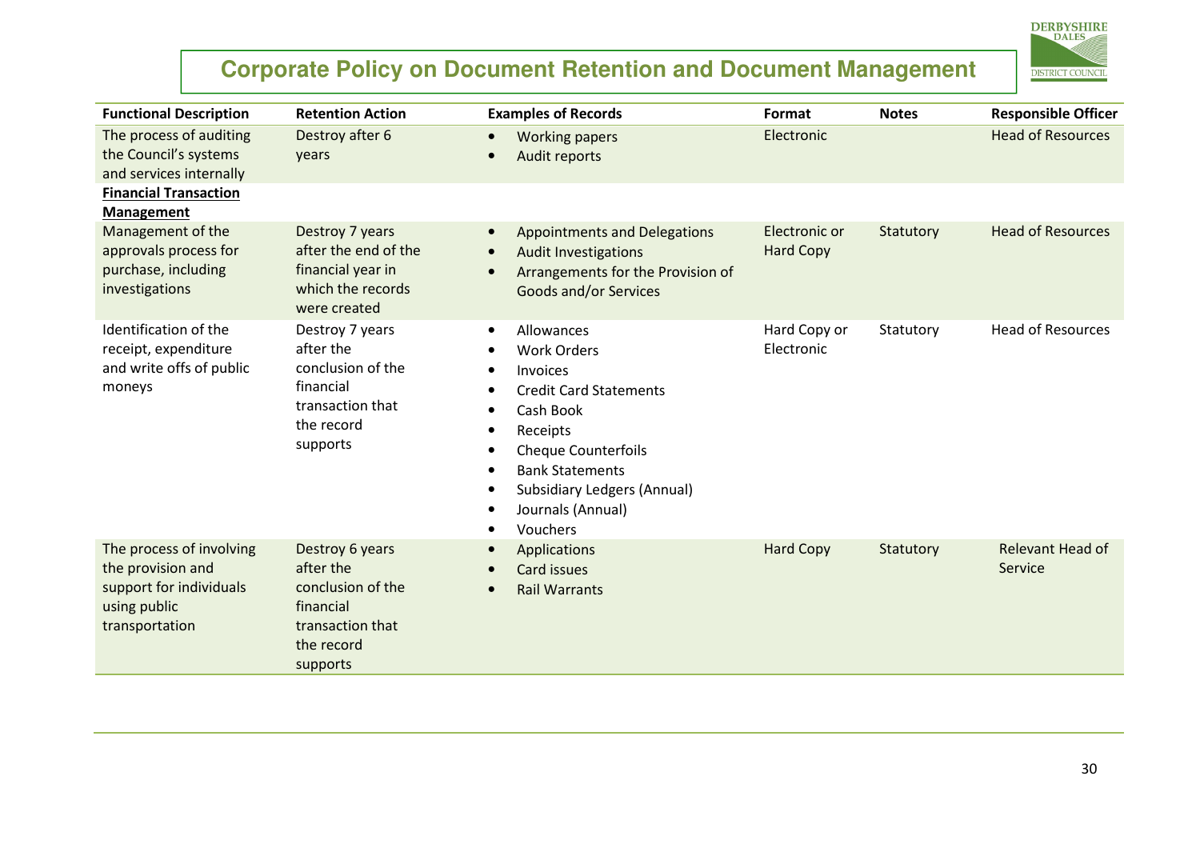| Functional Description | Retention Action | Examples of Records | Format | Notes | Responsible Officer |
|---|---|---|---|---|---|
| The process of auditing the Council's systems and services internally | Destroy after 6 years | • Working papers<br>• Audit reports | Electronic | | Head of Resources |
| **<u>Financial Transaction Management</u>** | | | | | |
| Management of the approvals process for purchase, including investigations | Destroy 7 years after the end of the financial year in which the records were created | • Appointments and Delegations<br>• Audit Investigations<br>• Arrangements for the Provision of Goods and/or Services | Electronic or Hard Copy | Statutory | Head of Resources |
| Identification of the receipt, expenditure and write offs of public moneys | Destroy 7 years after the conclusion of the financial transaction that the record supports | • Allowances<br>• Work Orders<br>• Invoices<br>• Credit Card Statements<br>• Cash Book<br>• Receipts<br>• Cheque Counterfoils<br>• Bank Statements<br>• Subsidiary Ledgers (Annual)<br>• Journals (Annual)<br>• Vouchers | Hard Copy or Electronic | Statutory | Head of Resources |
| The process of involving the provision and support for individuals using public transportation | Destroy 6 years after the conclusion of the financial transaction that the record supports | • Applications<br>• Card issues<br>• Rail Warrants | Hard Copy | Statutory | Relevant Head of Service |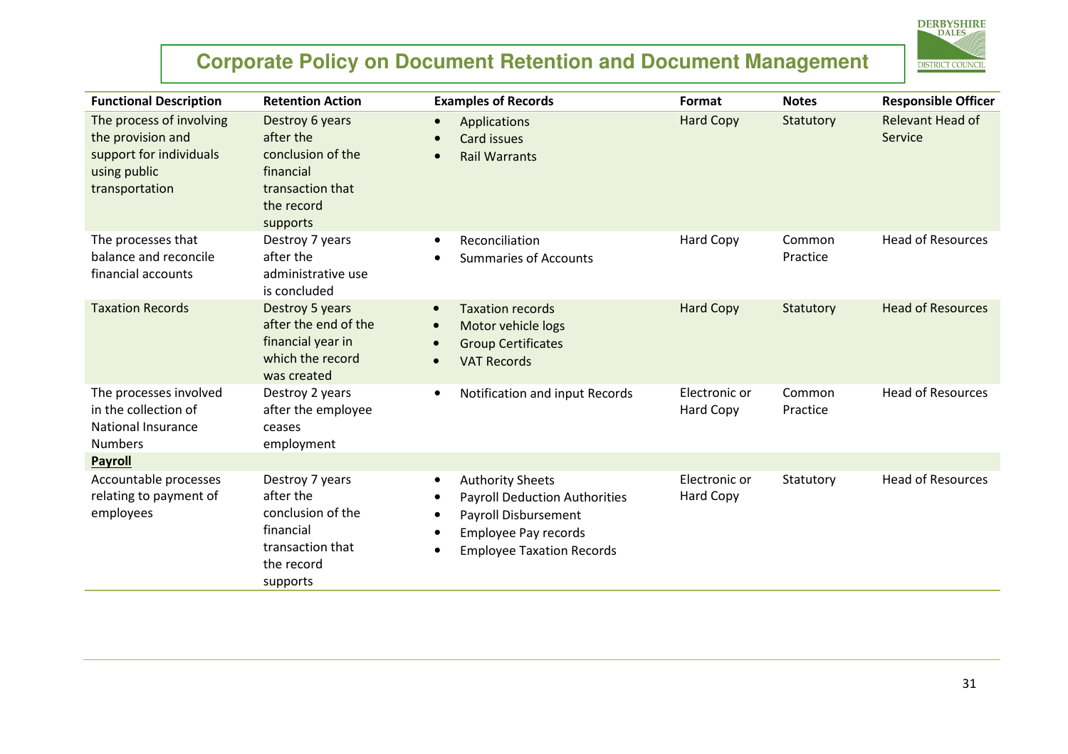# Corporate Policy on Document Retention and Document Management

| Functional Description | Retention Action | Examples of Records | Format | Notes | Responsible Officer |
|---|---|---|---|---|---|
| The process of involving the provision and support for individuals using public transportation | Destroy 6 years after the conclusion of the financial transaction that the record supports | • Applications<br>• Card issues<br>• Rail Warrants | Hard Copy | Statutory | Relevant Head of Service |
| The processes that balance and reconcile financial accounts | Destroy 7 years after the administrative use is concluded | • Reconciliation<br>• Summaries of Accounts | Hard Copy | Common Practice | Head of Resources |
| Taxation Records | Destroy 5 years after the end of the financial year in which the record was created | • Taxation records<br>• Motor vehicle logs<br>• Group Certificates<br>• VAT Records | Hard Copy | Statutory | Head of Resources |
| The processes involved in the collection of National Insurance Numbers | Destroy 2 years after the employee ceases employment | • Notification and input Records | Electronic or Hard Copy | Common Practice | Head of Resources |
| **Payroll** | | | | | |
| Accountable processes relating to payment of employees | Destroy 7 years after the conclusion of the financial transaction that the record supports | • Authority Sheets<br>• Payroll Deduction Authorities<br>• Payroll Disbursement<br>• Employee Pay records<br>• Employee Taxation Records | Electronic or Hard Copy | Statutory | Head of Resources |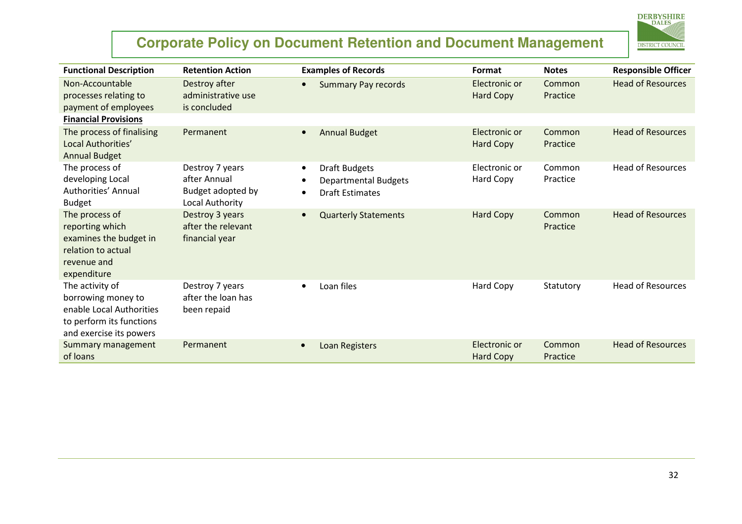# Corporate Policy on Document Retention and Document Management

| Functional Description | Retention Action | Examples of Records | Format | Notes | Responsible Officer |
|---|---|---|---|---|---|
| Non-Accountable processes relating to payment of employees | Destroy after administrative use is concluded | • Summary Pay records | Electronic or Hard Copy | Common Practice | Head of Resources |
| **Financial Provisions** | | | | | |
| The process of finalising Local Authorities' Annual Budget | Permanent | • Annual Budget | Electronic or Hard Copy | Common Practice | Head of Resources |
| The process of developing Local Authorities' Annual Budget | Destroy 7 years after Annual Budget adopted by Local Authority | • Draft Budgets<br>• Departmental Budgets<br>• Draft Estimates | Electronic or Hard Copy | Common Practice | Head of Resources |
| The process of reporting which examines the budget in relation to actual revenue and expenditure | Destroy 3 years after the relevant financial year | • Quarterly Statements | Hard Copy | Common Practice | Head of Resources |
| The activity of borrowing money to enable Local Authorities to perform its functions and exercise its powers | Destroy 7 years after the loan has been repaid | • Loan files | Hard Copy | Statutory | Head of Resources |
| Summary management of loans | Permanent | • Loan Registers | Electronic or Hard Copy | Common Practice | Head of Resources |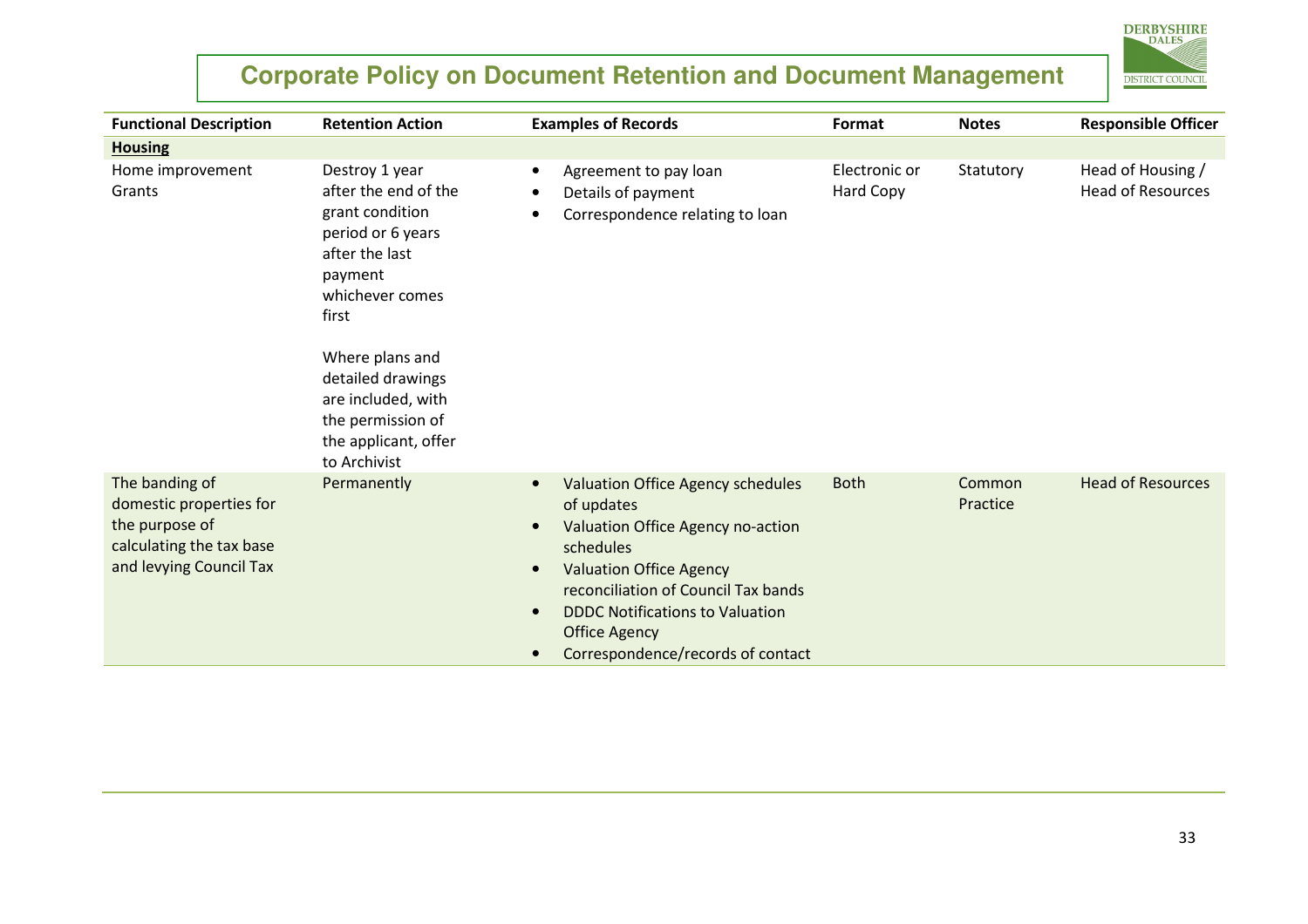# Corporate Policy on Document Retention and Document Management

| Functional Description | Retention Action | Examples of Records | Format | Notes | Responsible Officer |
|---|---|---|---|---|---|
| **Housing** | | | | | |
| Home improvement Grants | Destroy 1 year after the end of the grant condition period or 6 years after the last payment whichever comes first<br><br>Where plans and detailed drawings are included, with the permission of the applicant, offer to Archivist | • Agreement to pay loan<br>• Details of payment<br>• Correspondence relating to loan | Electronic or Hard Copy | Statutory | Head of Housing / Head of Resources |
| The banding of domestic properties for the purpose of calculating the tax base and levying Council Tax | Permanently | • Valuation Office Agency schedules of updates<br>• Valuation Office Agency no-action schedules<br>• Valuation Office Agency reconciliation of Council Tax bands<br>• DDDC Notifications to Valuation Office Agency<br>• Correspondence/records of contact | Both | Common Practice | Head of Resources |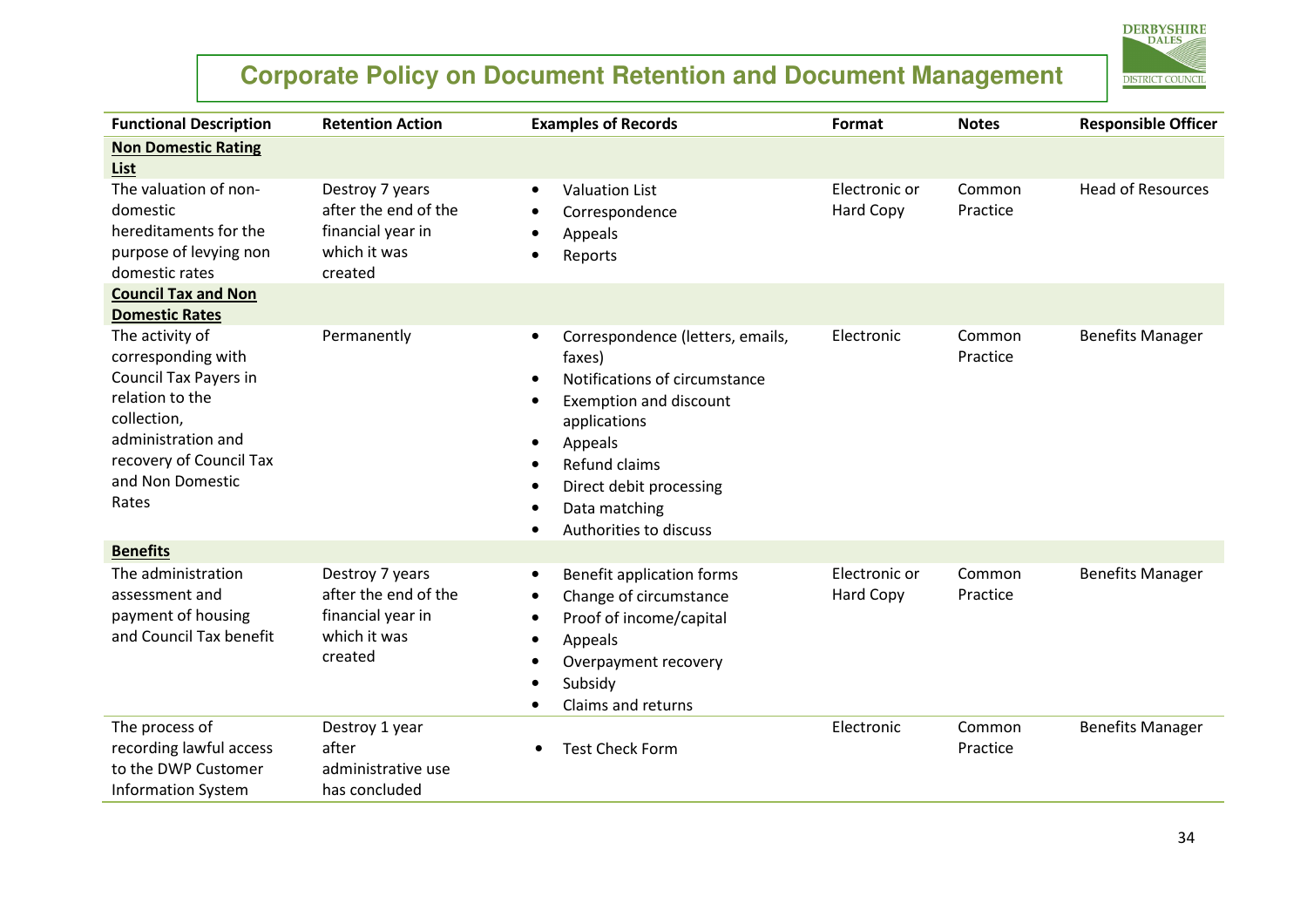# Corporate Policy on Document Retention and Document Management

| Functional Description | Retention Action | Examples of Records | Format | Notes | Responsible Officer |
|---|---|---|---|---|---|
| **Non Domestic Rating List** | | | | | |
| The valuation of non-domestic hereditaments for the purpose of levying non domestic rates | Destroy 7 years after the end of the financial year in which it was created | • Valuation List<br>• Correspondence<br>• Appeals<br>• Reports | Electronic or Hard Copy | Common Practice | Head of Resources |
| **Council Tax and Non Domestic Rates** | | | | | |
| The activity of corresponding with Council Tax Payers in relation to the collection, administration and recovery of Council Tax and Non Domestic Rates | Permanently | • Correspondence (letters, emails, faxes)<br>• Notifications of circumstance<br>• Exemption and discount applications<br>• Appeals<br>• Refund claims<br>• Direct debit processing<br>• Data matching<br>• Authorities to discuss | Electronic | Common Practice | Benefits Manager |
| **Benefits** | | | | | |
| The administration assessment and payment of housing and Council Tax benefit | Destroy 7 years after the end of the financial year in which it was created | • Benefit application forms<br>• Change of circumstance<br>• Proof of income/capital<br>• Appeals<br>• Overpayment recovery<br>• Subsidy<br>• Claims and returns | Electronic or Hard Copy | Common Practice | Benefits Manager |
| The process of recording lawful access to the DWP Customer Information System | Destroy 1 year after administrative use has concluded | • Test Check Form | Electronic | Common Practice | Benefits Manager |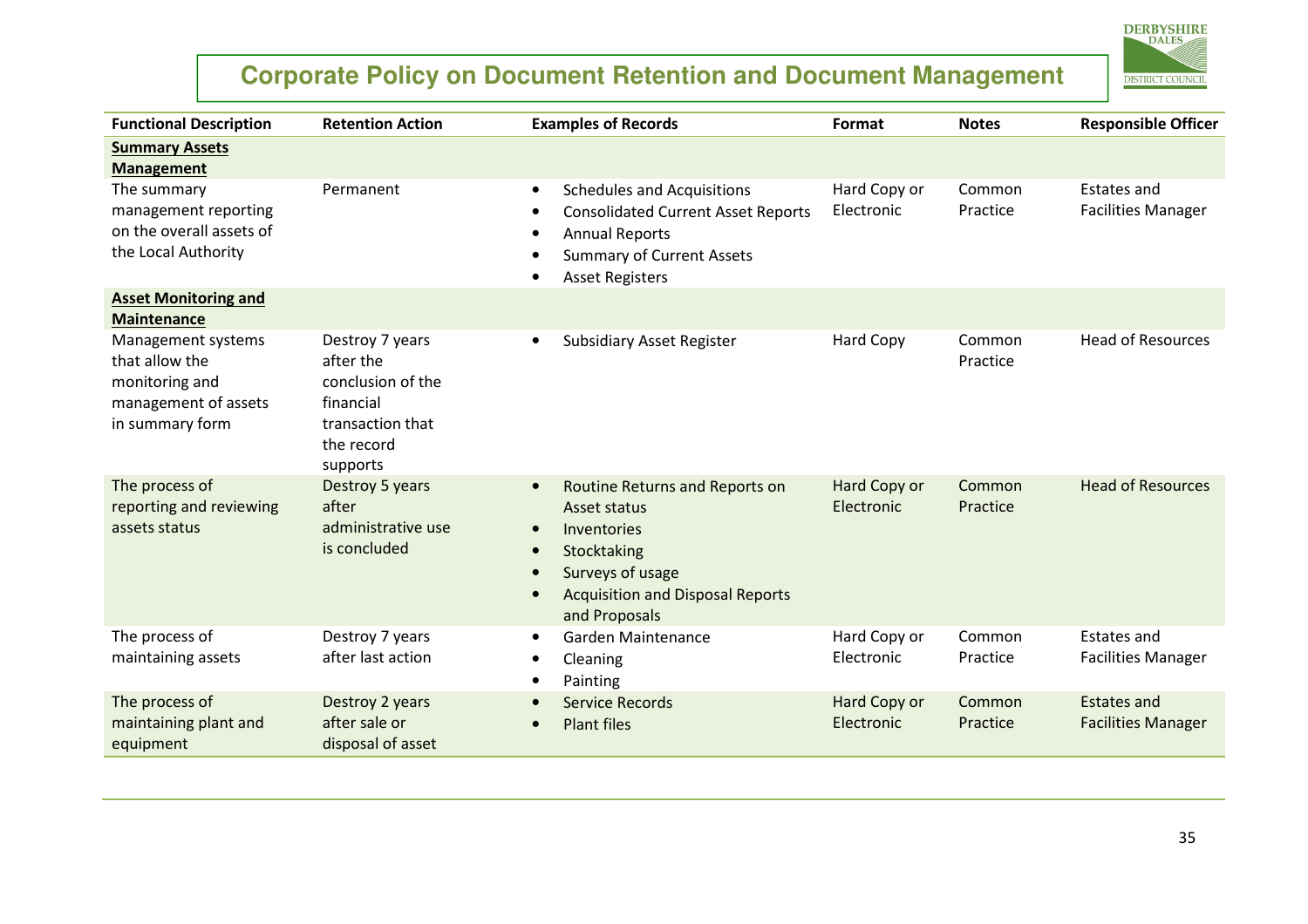# Corporate Policy on Document Retention and Document Management

| Functional Description | Retention Action | Examples of Records | Format | Notes | Responsible Officer |
|---|---|---|---|---|---|
| **Summary Assets Management** | | | | | |
| The summary management reporting on the overall assets of the Local Authority | Permanent | • Schedules and Acquisitions<br>• Consolidated Current Asset Reports<br>• Annual Reports<br>• Summary of Current Assets<br>• Asset Registers | Hard Copy or Electronic | Common Practice | Estates and Facilities Manager |
| **Asset Monitoring and Maintenance** | | | | | |
| Management systems that allow the monitoring and management of assets in summary form | Destroy 7 years after the conclusion of the financial transaction that the record supports | • Subsidiary Asset Register | Hard Copy | Common Practice | Head of Resources |
| The process of reporting and reviewing assets status | Destroy 5 years after administrative use is concluded | • Routine Returns and Reports on Asset status<br>• Inventories<br>• Stocktaking<br>• Surveys of usage<br>• Acquisition and Disposal Reports and Proposals | Hard Copy or Electronic | Common Practice | Head of Resources |
| The process of maintaining assets | Destroy 7 years after last action | • Garden Maintenance<br>• Cleaning<br>• Painting | Hard Copy or Electronic | Common Practice | Estates and Facilities Manager |
| The process of maintaining plant and equipment | Destroy 2 years after sale or disposal of asset | • Service Records<br>• Plant files | Hard Copy or Electronic | Common Practice | Estates and Facilities Manager |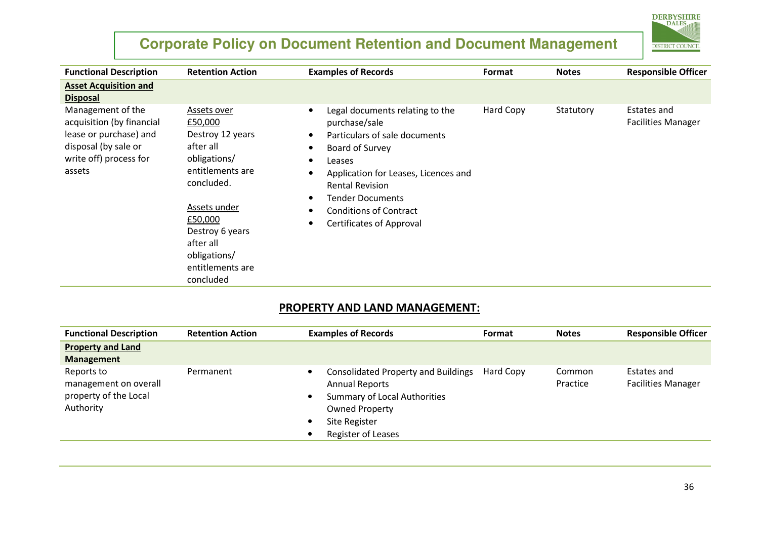# Corporate Policy on Document Retention and Document Management

| Functional Description | Retention Action | Examples of Records | Format | Notes | Responsible Officer |
|---|---|---|---|---|---|
| **Asset Acquisition and Disposal** | | | | | |
| Management of the acquisition (by financial lease or purchase) and disposal (by sale or write off) process for assets | Assets over £50,000 Destroy 12 years after all obligations/ entitlements are concluded.<br><br>Assets under £50,000 Destroy 6 years after all obligations/ entitlements are concluded | • Legal documents relating to the purchase/sale<br>• Particulars of sale documents<br>• Board of Survey<br>• Leases<br>• Application for Leases, Licences and Rental Revision<br>• Tender Documents<br>• Conditions of Contract<br>• Certificates of Approval | Hard Copy | Statutory | Estates and Facilities Manager |

## PROPERTY AND LAND MANAGEMENT:

| Functional Description | Retention Action | Examples of Records | Format | Notes | Responsible Officer |
|---|---|---|---|---|---|
| **Property and Land Management** | | | | | |
| Reports to management on overall property of the Local Authority | Permanent | • Consolidated Property and Buildings Annual Reports<br>• Summary of Local Authorities Owned Property<br>• Site Register<br>• Register of Leases | Hard Copy | Common Practice | Estates and Facilities Manager |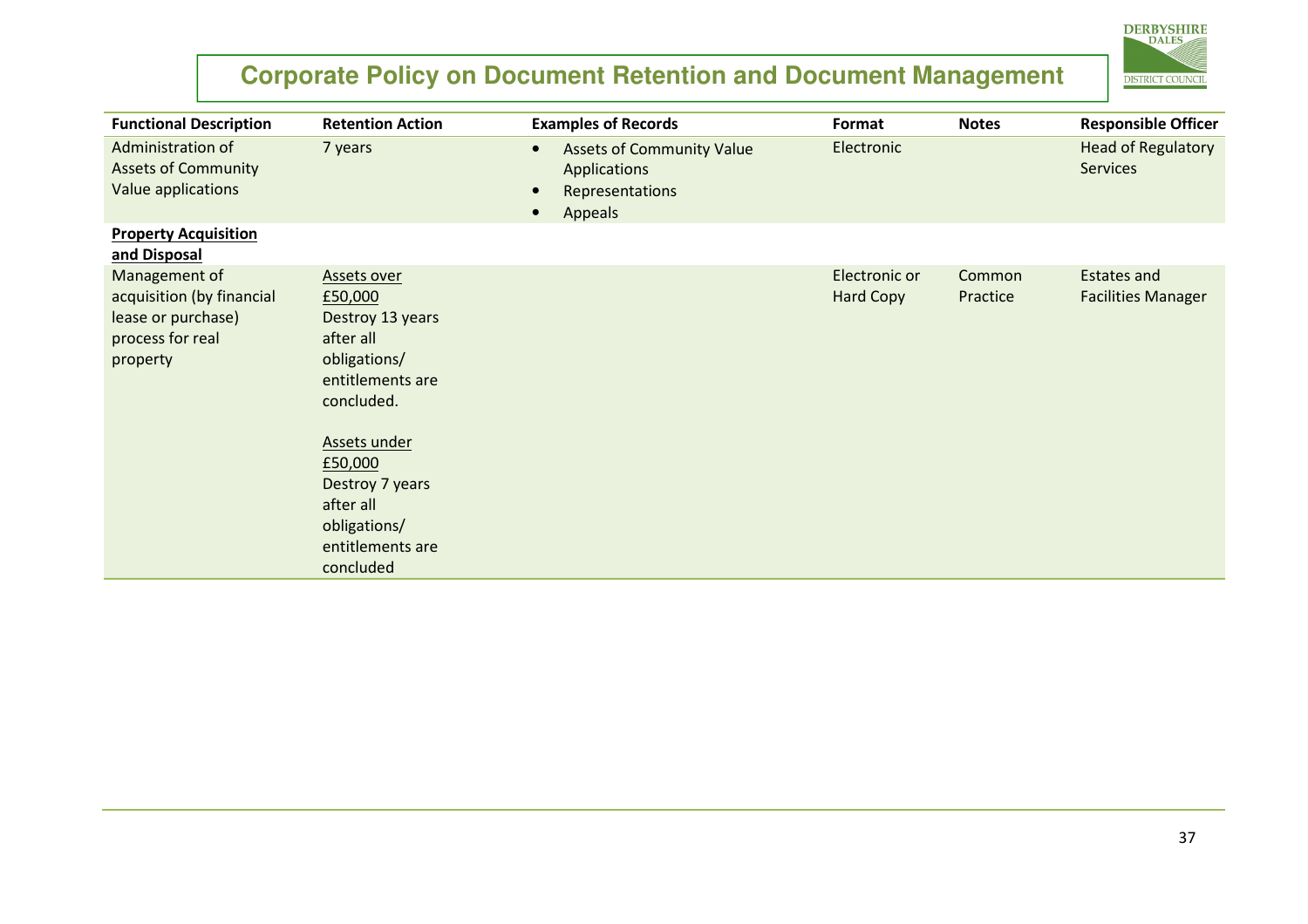| Functional Description | Retention Action | Examples of Records | Format | Notes | Responsible Officer |
|---|---|---|---|---|---|
| Administration of Assets of Community Value applications | 7 years | • Assets of Community Value Applications<br>• Representations<br>• Appeals | Electronic | | Head of Regulatory Services |
| **<u>Property Acquisition and Disposal</u>** | | | | | |
| Management of acquisition (by financial lease or purchase) process for real property | <u>Assets over £50,000</u><br>Destroy 13 years after all obligations/ entitlements are concluded.<br><br><u>Assets under £50,000</u><br>Destroy 7 years after all obligations/ entitlements are concluded | | Electronic or Hard Copy | Common Practice | Estates and Facilities Manager |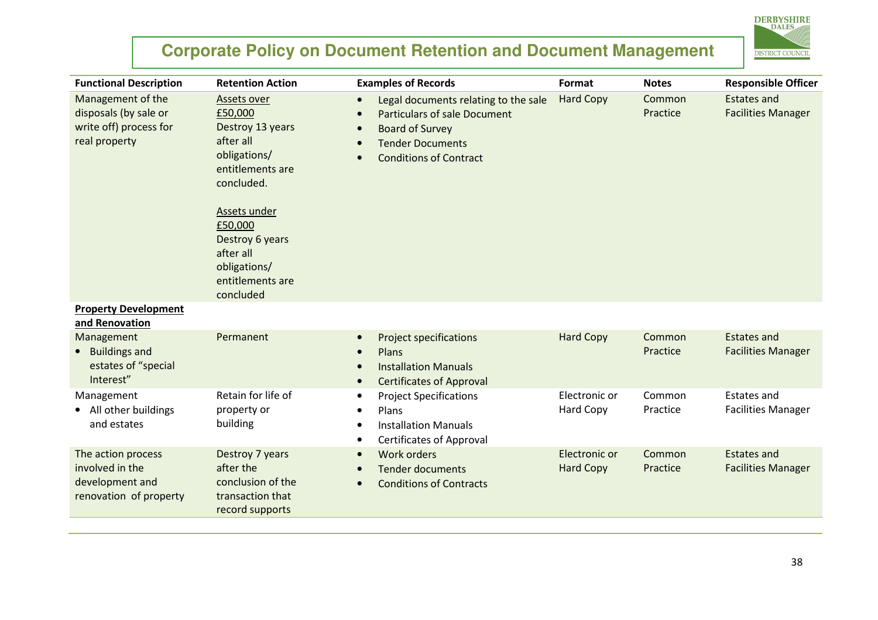# Corporate Policy on Document Retention and Document Management

| Functional Description | Retention Action | Examples of Records | Format | Notes | Responsible Officer |
|---|---|---|---|---|---|
| Management of the disposals (by sale or write off) process for real property | <u>Assets over £50,000</u> Destroy 13 years after all obligations/ entitlements are concluded.<br><br><u>Assets under £50,000</u> Destroy 6 years after all obligations/ entitlements are concluded | • Legal documents relating to the sale<br>• Particulars of sale Document<br>• Board of Survey<br>• Tender Documents<br>• Conditions of Contract | Hard Copy | Common Practice | Estates and Facilities Manager |
| **<u>Property Development and Renovation</u>** | | | | | |
| Management<br>• Buildings and estates of "special Interest" | Permanent | • Project specifications<br>• Plans<br>• Installation Manuals<br>• Certificates of Approval | Hard Copy | Common Practice | Estates and Facilities Manager |
| Management<br>• All other buildings and estates | Retain for life of property or building | • Project Specifications<br>• Plans<br>• Installation Manuals<br>• Certificates of Approval | Electronic or Hard Copy | Common Practice | Estates and Facilities Manager |
| The action process involved in the development and renovation of property | Destroy 7 years after the conclusion of the transaction that record supports | • Work orders<br>• Tender documents<br>• Conditions of Contracts | Electronic or Hard Copy | Common Practice | Estates and Facilities Manager |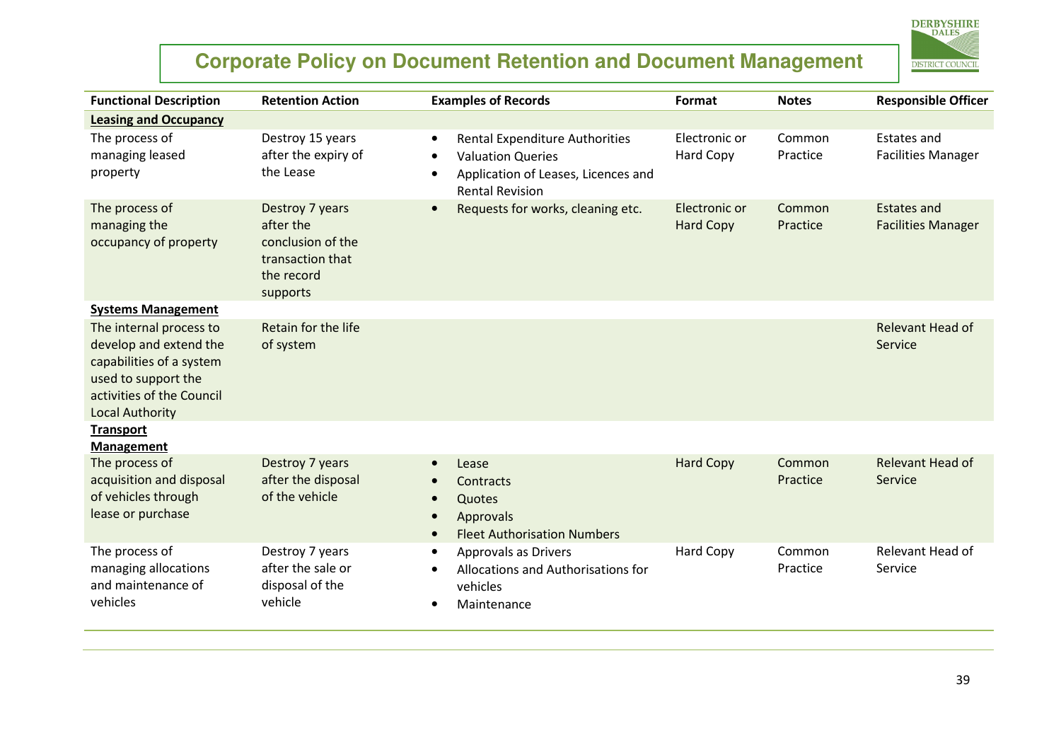# Corporate Policy on Document Retention and Document Management

| Functional Description | Retention Action | Examples of Records | Format | Notes | Responsible Officer |
|---|---|---|---|---|---|
| **Leasing and Occupancy** | | | | | |
| The process of managing leased property | Destroy 15 years after the expiry of the Lease | • Rental Expenditure Authorities<br>• Valuation Queries<br>• Application of Leases, Licences and Rental Revision | Electronic or Hard Copy | Common Practice | Estates and Facilities Manager |
| The process of managing the occupancy of property | Destroy 7 years after the conclusion of the transaction that the record supports | • Requests for works, cleaning etc. | Electronic or Hard Copy | Common Practice | Estates and Facilities Manager |
| **Systems Management** | | | | | |
| The internal process to develop and extend the capabilities of a system used to support the activities of the Council Local Authority | Retain for the life of system | | | | Relevant Head of Service |
| **Transport Management** | | | | | |
| The process of acquisition and disposal of vehicles through lease or purchase | Destroy 7 years after the disposal of the vehicle | • Lease<br>• Contracts<br>• Quotes<br>• Approvals<br>• Fleet Authorisation Numbers | Hard Copy | Common Practice | Relevant Head of Service |
| The process of managing allocations and maintenance of vehicles | Destroy 7 years after the sale or disposal of the vehicle | • Approvals as Drivers<br>• Allocations and Authorisations for vehicles<br>• Maintenance | Hard Copy | Common Practice | Relevant Head of Service |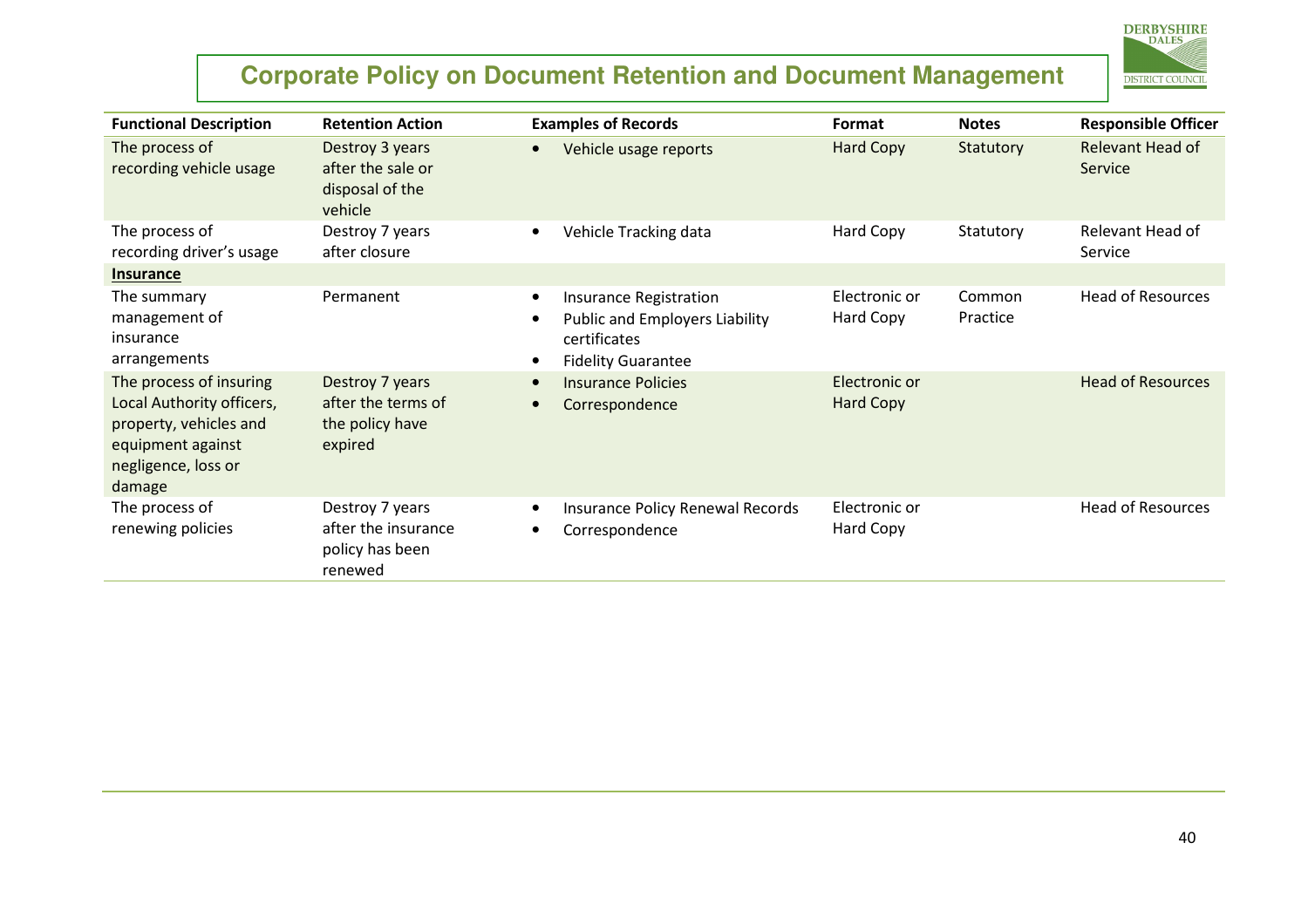| Functional Description | Retention Action | Examples of Records | Format | Notes | Responsible Officer |
|---|---|---|---|---|---|
| The process of recording vehicle usage | Destroy 3 years after the sale or disposal of the vehicle | • Vehicle usage reports | Hard Copy | Statutory | Relevant Head of Service |
| The process of recording driver's usage | Destroy 7 years after closure | • Vehicle Tracking data | Hard Copy | Statutory | Relevant Head of Service |
| **Insurance** | | | | | |
| The summary management of insurance arrangements | Permanent | • Insurance Registration<br>• Public and Employers Liability certificates<br>• Fidelity Guarantee | Electronic or Hard Copy | Common Practice | Head of Resources |
| The process of insuring Local Authority officers, property, vehicles and equipment against negligence, loss or damage | Destroy 7 years after the terms of the policy have expired | • Insurance Policies<br>• Correspondence | Electronic or Hard Copy | | Head of Resources |
| The process of renewing policies | Destroy 7 years after the insurance policy has been renewed | • Insurance Policy Renewal Records<br>• Correspondence | Electronic or Hard Copy | | Head of Resources |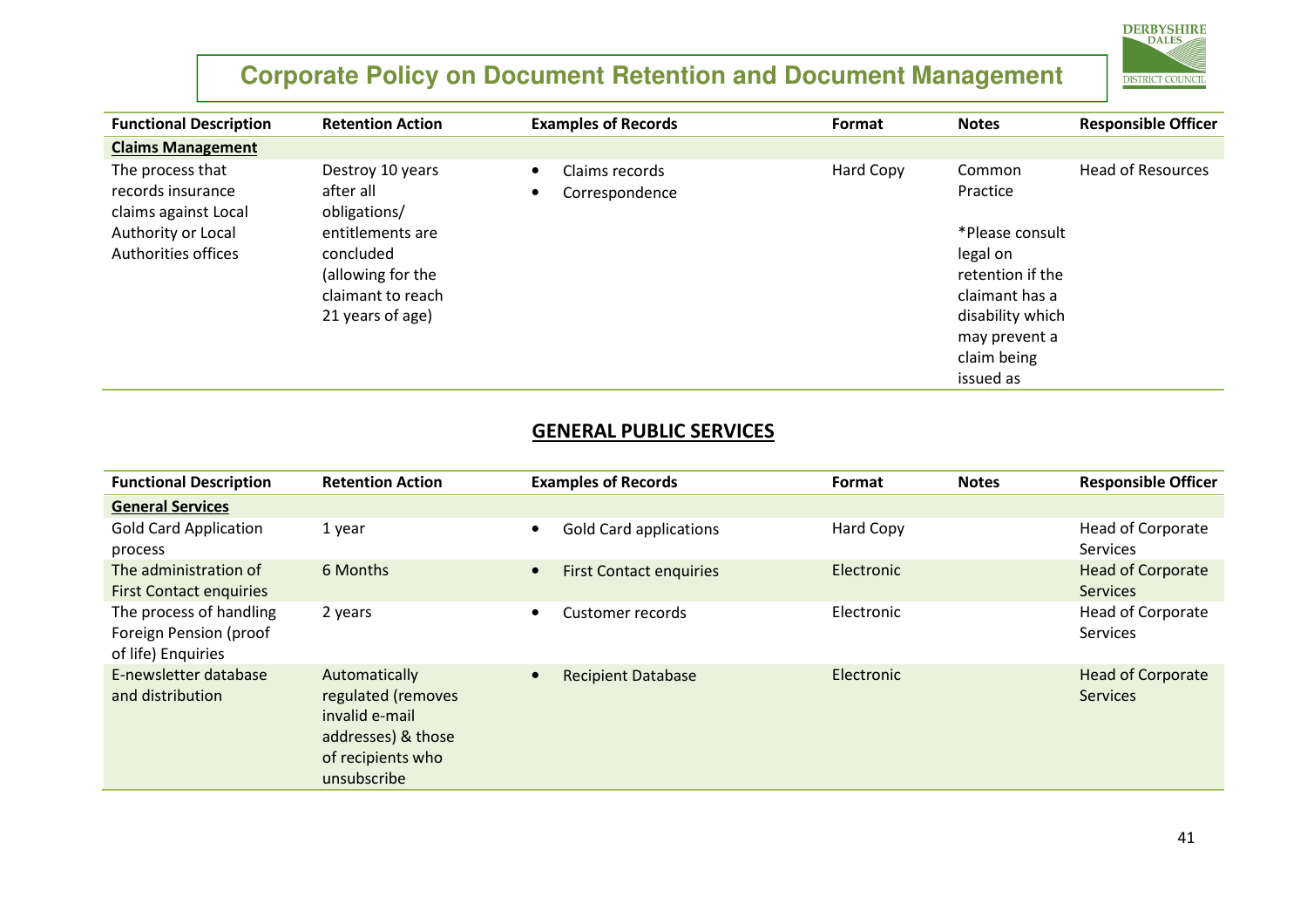| Functional Description | Retention Action | Examples of Records | Format | Notes | Responsible Officer |
|---|---|---|---|---|---|
| **Claims Management** | | | | | |
| The process that records insurance claims against Local Authority or Local Authorities offices | Destroy 10 years after all obligations/ entitlements are concluded (allowing for the claimant to reach 21 years of age) | • Claims records<br>• Correspondence | Hard Copy | Common Practice<br><br>*Please consult legal on retention if the claimant has a disability which may prevent a claim being issued as | Head of Resources |

## GENERAL PUBLIC SERVICES

| Functional Description | Retention Action | Examples of Records | Format | Notes | Responsible Officer |
|---|---|---|---|---|---|
| **General Services** | | | | | |
| Gold Card Application process | 1 year | • Gold Card applications | Hard Copy | | Head of Corporate Services |
| The administration of First Contact enquiries | 6 Months | • First Contact enquiries | Electronic | | Head of Corporate Services |
| The process of handling Foreign Pension (proof of life) Enquiries | 2 years | • Customer records | Electronic | | Head of Corporate Services |
| E-newsletter database and distribution | Automatically regulated (removes invalid e-mail addresses) & those of recipients who unsubscribe | • Recipient Database | Electronic | | Head of Corporate Services |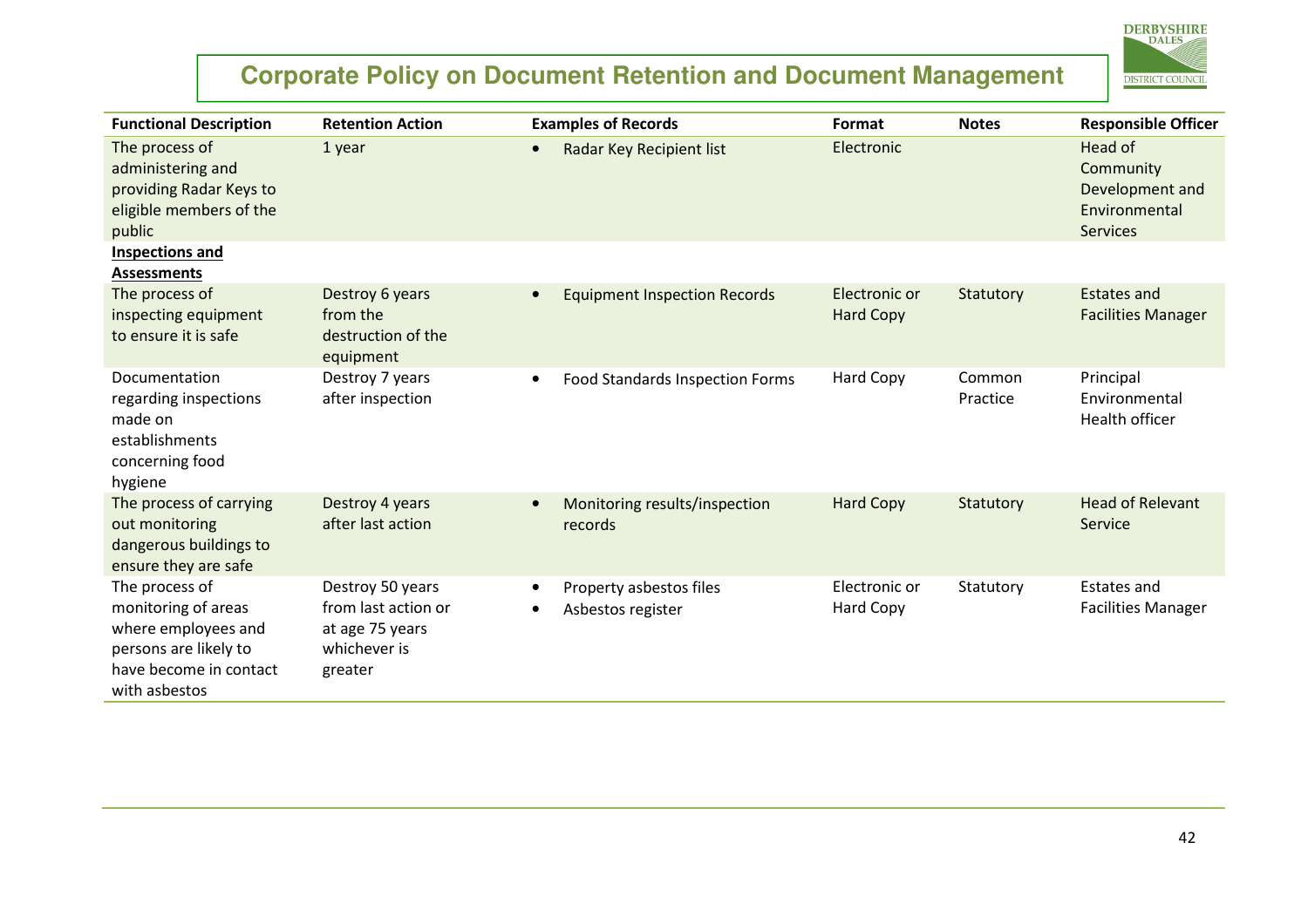# Corporate Policy on Document Retention and Document Management

| Functional Description | Retention Action | Examples of Records | Format | Notes | Responsible Officer |
|---|---|---|---|---|---|
| The process of administering and providing Radar Keys to eligible members of the public | 1 year | • Radar Key Recipient list | Electronic | | Head of Community Development and Environmental Services |
| **Inspections and Assessments** | | | | | |
| The process of inspecting equipment to ensure it is safe | Destroy 6 years from the destruction of the equipment | • Equipment Inspection Records | Electronic or Hard Copy | Statutory | Estates and Facilities Manager |
| Documentation regarding inspections made on establishments concerning food hygiene | Destroy 7 years after inspection | • Food Standards Inspection Forms | Hard Copy | Common Practice | Principal Environmental Health officer |
| The process of carrying out monitoring dangerous buildings to ensure they are safe | Destroy 4 years after last action | • Monitoring results/inspection records | Hard Copy | Statutory | Head of Relevant Service |
| The process of monitoring of areas where employees and persons are likely to have become in contact with asbestos | Destroy 50 years from last action or at age 75 years whichever is greater | • Property asbestos files<br>• Asbestos register | Electronic or Hard Copy | Statutory | Estates and Facilities Manager |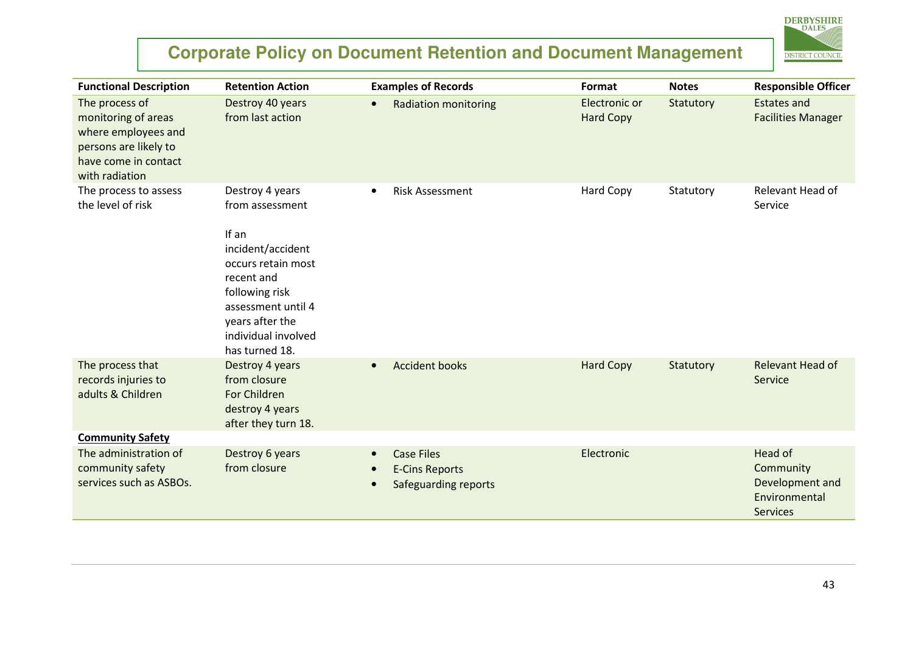# Corporate Policy on Document Retention and Document Management

| Functional Description | Retention Action | Examples of Records | Format | Notes | Responsible Officer |
|---|---|---|---|---|---|
| The process of monitoring of areas where employees and persons are likely to have come in contact with radiation | Destroy 40 years from last action | • Radiation monitoring | Electronic or Hard Copy | Statutory | Estates and Facilities Manager |
| The process to assess the level of risk | Destroy 4 years from assessment<br><br>If an incident/accident occurs retain most recent and following risk assessment until 4 years after the individual involved has turned 18. | • Risk Assessment | Hard Copy | Statutory | Relevant Head of Service |
| The process that records injuries to adults & Children | Destroy 4 years from closure For Children destroy 4 years after they turn 18. | • Accident books | Hard Copy | Statutory | Relevant Head of Service |
| **Community Safety** | | | | | |
| The administration of community safety services such as ASBOs. | Destroy 6 years from closure | • Case Files<br>• E-Cins Reports<br>• Safeguarding reports | Electronic | | Head of Community Development and Environmental Services |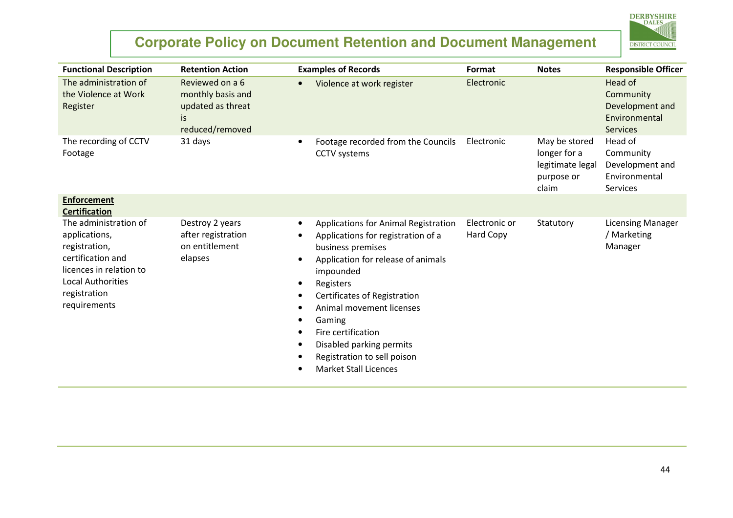# Corporate Policy on Document Retention and Document Management

| Functional Description | Retention Action | Examples of Records | Format | Notes | Responsible Officer |
|---|---|---|---|---|---|
| The administration of the Violence at Work Register | Reviewed on a 6 monthly basis and updated as threat is reduced/removed | • Violence at work register | Electronic | | Head of Community Development and Environmental Services |
| The recording of CCTV Footage | 31 days | • Footage recorded from the Councils CCTV systems | Electronic | May be stored longer for a legitimate legal purpose or claim | Head of Community Development and Environmental Services |
| **Enforcement Certification** | | | | | |
| The administration of applications, registration, certification and licences in relation to Local Authorities registration requirements | Destroy 2 years after registration on entitlement elapses | • Applications for Animal Registration<br>• Applications for registration of a business premises<br>• Application for release of animals impounded<br>• Registers<br>• Certificates of Registration<br>• Animal movement licenses<br>• Gaming<br>• Fire certification<br>• Disabled parking permits<br>• Registration to sell poison<br>• Market Stall Licences | Electronic or Hard Copy | Statutory | Licensing Manager / Marketing Manager |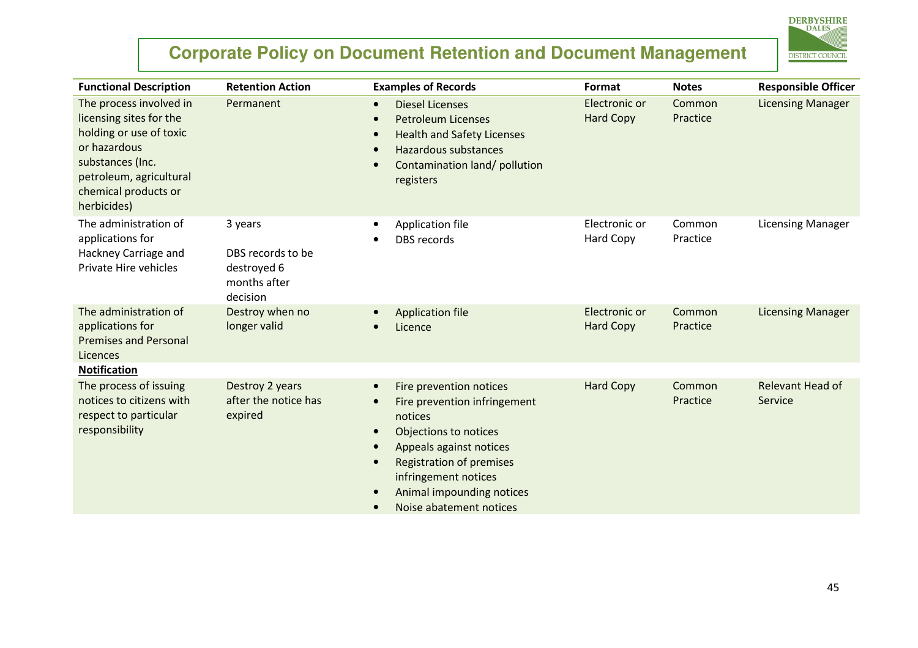# Corporate Policy on Document Retention and Document Management

| Functional Description | Retention Action | Examples of Records | Format | Notes | Responsible Officer |
|---|---|---|---|---|---|
| The process involved in licensing sites for the holding or use of toxic or hazardous substances (Inc. petroleum, agricultural chemical products or herbicides) | Permanent | • Diesel Licenses<br>• Petroleum Licenses<br>• Health and Safety Licenses<br>• Hazardous substances<br>• Contamination land/ pollution registers | Electronic or Hard Copy | Common Practice | Licensing Manager |
| The administration of applications for Hackney Carriage and Private Hire vehicles | 3 years<br><br>DBS records to be destroyed 6 months after decision | • Application file<br>• DBS records | Electronic or Hard Copy | Common Practice | Licensing Manager |
| The administration of applications for Premises and Personal Licences | Destroy when no longer valid | • Application file<br>• Licence | Electronic or Hard Copy | Common Practice | Licensing Manager |
| **Notification** | | | | | |
| The process of issuing notices to citizens with respect to particular responsibility | Destroy 2 years after the notice has expired | • Fire prevention notices<br>• Fire prevention infringement notices<br>• Objections to notices<br>• Appeals against notices<br>• Registration of premises infringement notices<br>• Animal impounding notices<br>• Noise abatement notices | Hard Copy | Common Practice | Relevant Head of Service |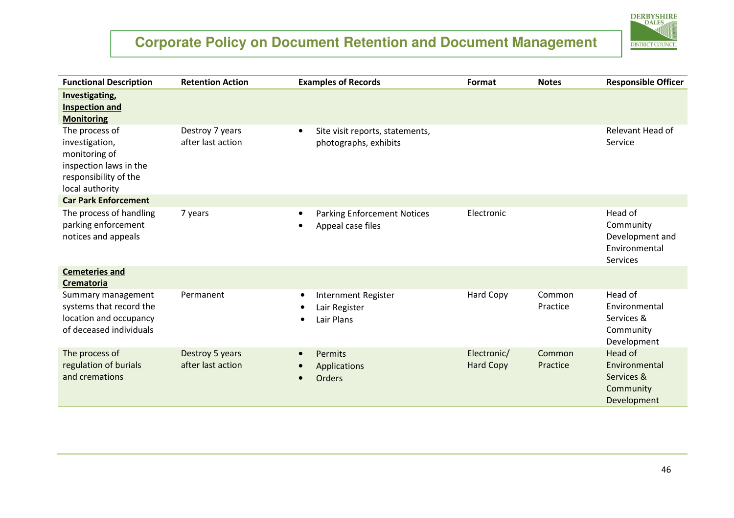# Corporate Policy on Document Retention and Document Management

| Functional Description | Retention Action | Examples of Records | Format | Notes | Responsible Officer |
|---|---|---|---|---|---|
| **Investigating, Inspection and Monitoring** | | | | | |
| The process of investigation, monitoring of inspection laws in the responsibility of the local authority | Destroy 7 years after last action | • Site visit reports, statements, photographs, exhibits | | | Relevant Head of Service |
| **Car Park Enforcement** | | | | | |
| The process of handling parking enforcement notices and appeals | 7 years | • Parking Enforcement Notices<br>• Appeal case files | Electronic | | Head of Community Development and Environmental Services |
| **Cemeteries and Crematoria** | | | | | |
| Summary management systems that record the location and occupancy of deceased individuals | Permanent | • Internment Register<br>• Lair Register<br>• Lair Plans | Hard Copy | Common Practice | Head of Environmental Services & Community Development |
| The process of regulation of burials and cremations | Destroy 5 years after last action | • Permits<br>• Applications<br>• Orders | Electronic/ Hard Copy | Common Practice | Head of Environmental Services & Community Development |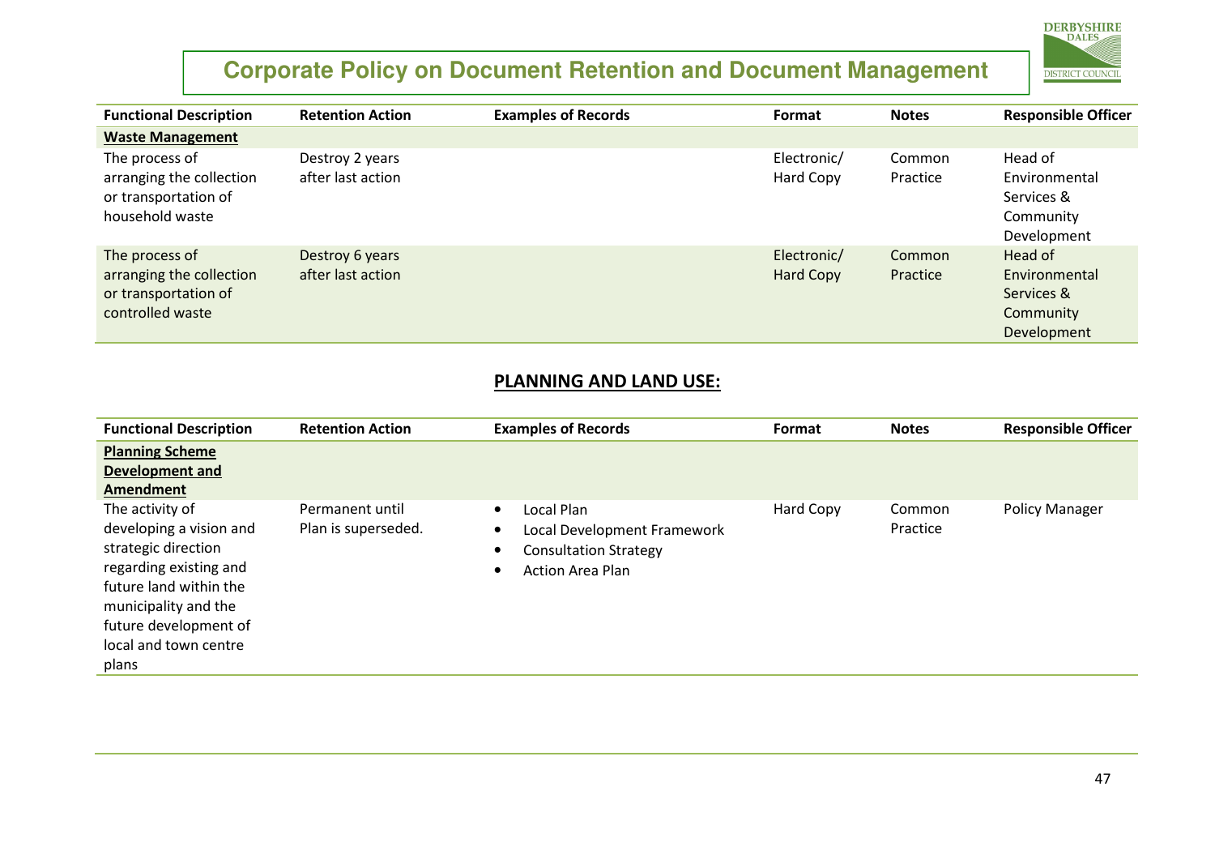| Functional Description | Retention Action | Examples of Records | Format | Notes | Responsible Officer |
|---|---|---|---|---|---|
| **Waste Management** | | | | | |
| The process of arranging the collection or transportation of household waste | Destroy 2 years after last action | | Electronic/ Hard Copy | Common Practice | Head of Environmental Services & Community Development |
| The process of arranging the collection or transportation of controlled waste | Destroy 6 years after last action | | Electronic/ Hard Copy | Common Practice | Head of Environmental Services & Community Development |

## PLANNING AND LAND USE:

| Functional Description | Retention Action | Examples of Records | Format | Notes | Responsible Officer |
|---|---|---|---|---|---|
| **Planning Scheme Development and Amendment** | | | | | |
| The activity of developing a vision and strategic direction regarding existing and future land within the municipality and the future development of local and town centre plans | Permanent until Plan is superseded. | • Local Plan<br>• Local Development Framework<br>• Consultation Strategy<br>• Action Area Plan | Hard Copy | Common Practice | Policy Manager |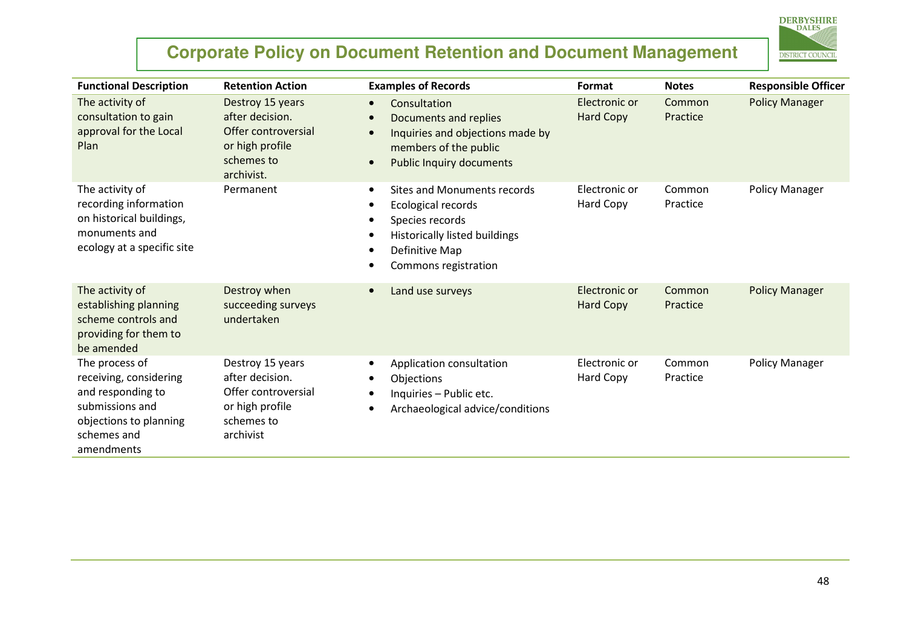# Corporate Policy on Document Retention and Document Management

| Functional Description | Retention Action | Examples of Records | Format | Notes | Responsible Officer |
|---|---|---|---|---|---|
| The activity of consultation to gain approval for the Local Plan | Destroy 15 years after decision. Offer controversial or high profile schemes to archivist. | • Consultation<br>• Documents and replies<br>• Inquiries and objections made by members of the public<br>• Public Inquiry documents | Electronic or Hard Copy | Common Practice | Policy Manager |
| The activity of recording information on historical buildings, monuments and ecology at a specific site | Permanent | • Sites and Monuments records<br>• Ecological records<br>• Species records<br>• Historically listed buildings<br>• Definitive Map<br>• Commons registration | Electronic or Hard Copy | Common Practice | Policy Manager |
| The activity of establishing planning scheme controls and providing for them to be amended | Destroy when succeeding surveys undertaken | • Land use surveys | Electronic or Hard Copy | Common Practice | Policy Manager |
| The process of receiving, considering and responding to submissions and objections to planning schemes and amendments | Destroy 15 years after decision. Offer controversial or high profile schemes to archivist | • Application consultation<br>• Objections<br>• Inquiries – Public etc.<br>• Archaeological advice/conditions | Electronic or Hard Copy | Common Practice | Policy Manager |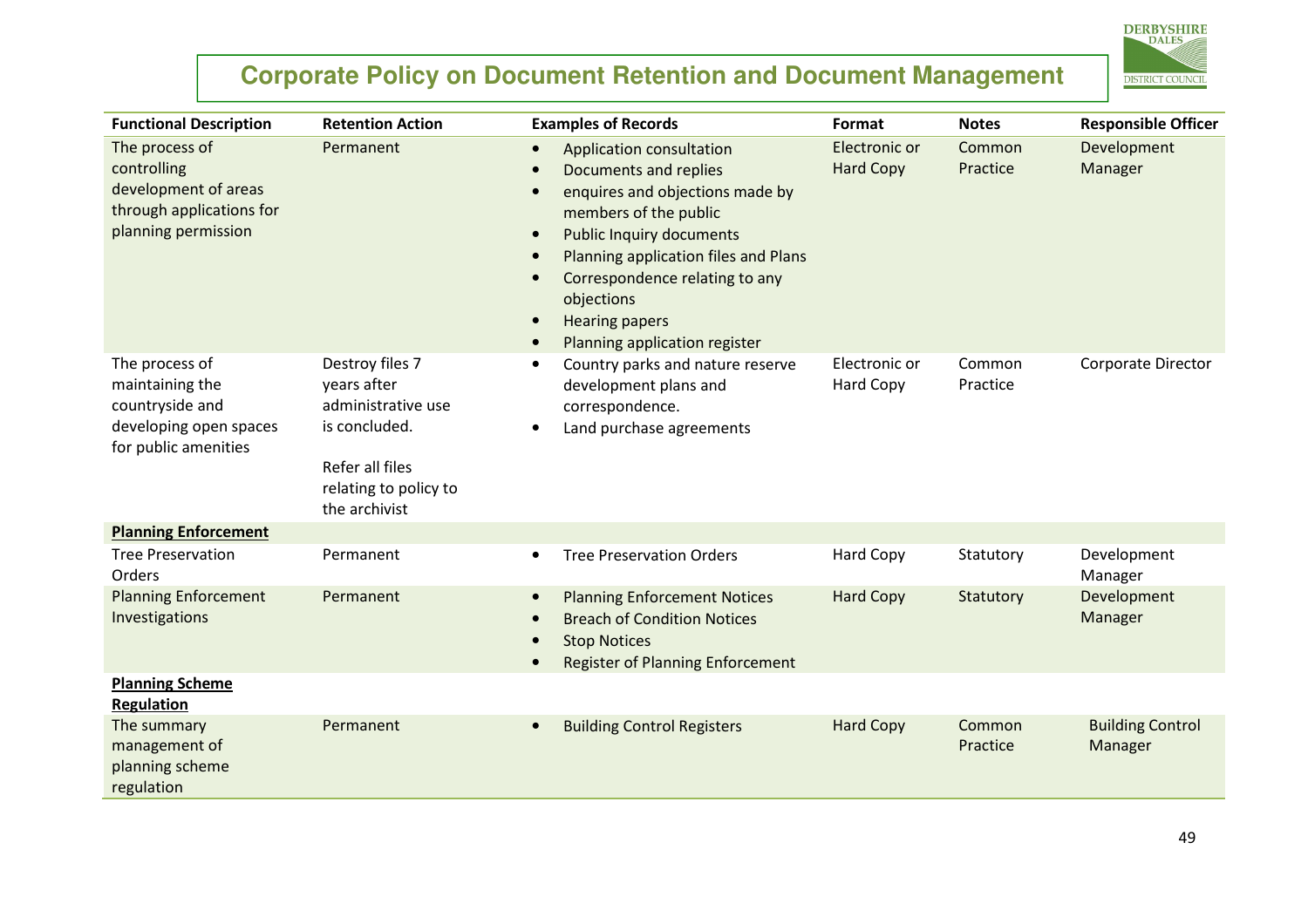## Corporate Policy on Document Retention and Document Management

| Functional Description | Retention Action | Examples of Records | Format | Notes | Responsible Officer |
|---|---|---|---|---|---|
| The process of controlling development of areas through applications for planning permission | Permanent | • Application consultation<br>• Documents and replies<br>• enquires and objections made by members of the public<br>• Public Inquiry documents<br>• Planning application files and Plans<br>• Correspondence relating to any objections<br>• Hearing papers<br>• Planning application register | Electronic or Hard Copy | Common Practice | Development Manager |
| The process of maintaining the countryside and developing open spaces for public amenities | Destroy files 7 years after administrative use is concluded.<br><br>Refer all files relating to policy to the archivist | • Country parks and nature reserve development plans and correspondence.<br>• Land purchase agreements | Electronic or Hard Copy | Common Practice | Corporate Director |
| **Planning Enforcement** | | | | | |
| Tree Preservation Orders | Permanent | • Tree Preservation Orders | Hard Copy | Statutory | Development Manager |
| Planning Enforcement Investigations | Permanent | • Planning Enforcement Notices<br>• Breach of Condition Notices<br>• Stop Notices<br>• Register of Planning Enforcement | Hard Copy | Statutory | Development Manager |
| **Planning Scheme Regulation** | | | | | |
| The summary management of planning scheme regulation | Permanent | • Building Control Registers | Hard Copy | Common Practice | Building Control Manager |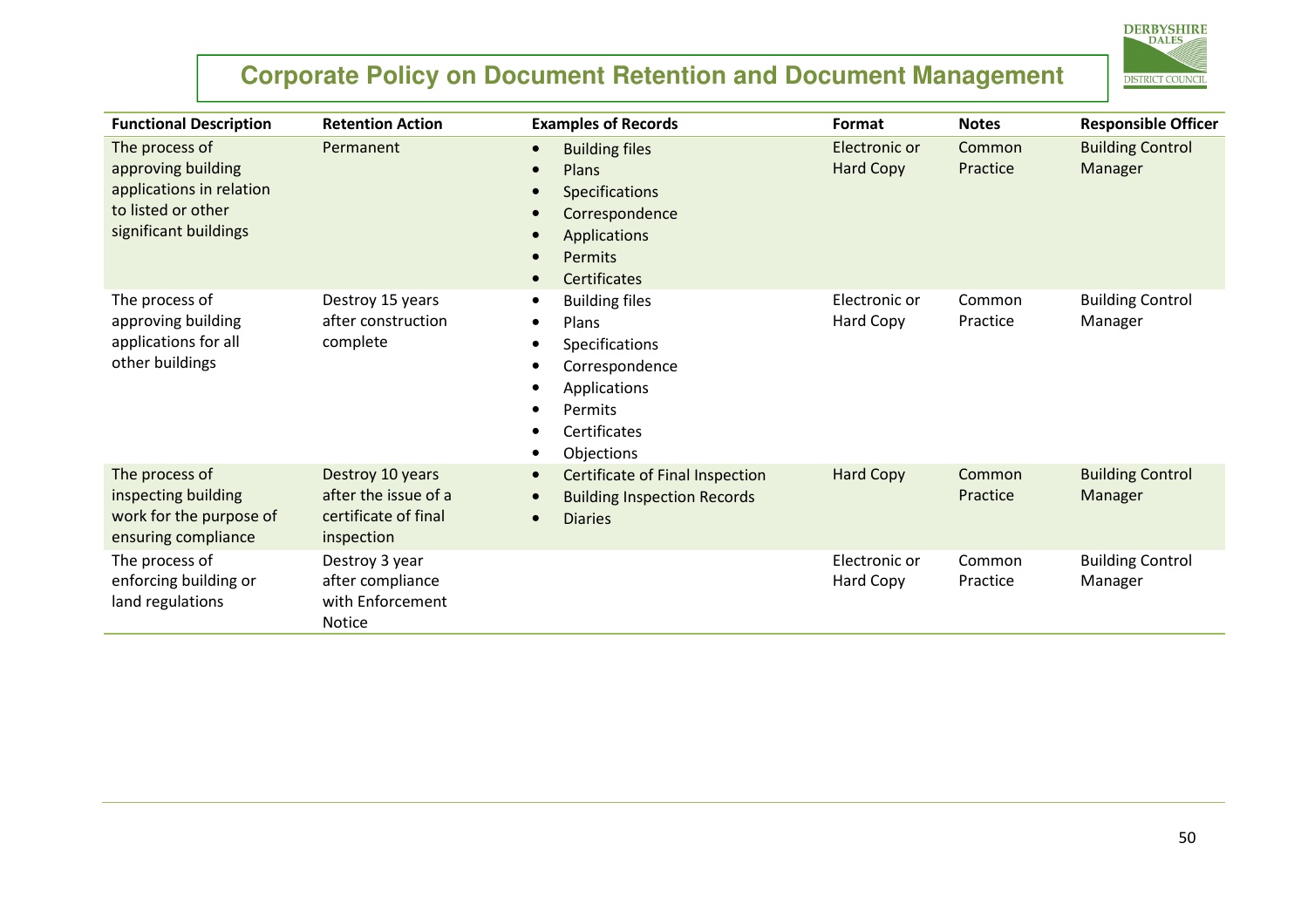# Corporate Policy on Document Retention and Document Management

| Functional Description | Retention Action | Examples of Records | Format | Notes | Responsible Officer |
|---|---|---|---|---|---|
| The process of approving building applications in relation to listed or other significant buildings | Permanent | • Building files<br>• Plans<br>• Specifications<br>• Correspondence<br>• Applications<br>• Permits<br>• Certificates | Electronic or Hard Copy | Common Practice | Building Control Manager |
| The process of approving building applications for all other buildings | Destroy 15 years after construction complete | • Building files<br>• Plans<br>• Specifications<br>• Correspondence<br>• Applications<br>• Permits<br>• Certificates<br>• Objections | Electronic or Hard Copy | Common Practice | Building Control Manager |
| The process of inspecting building work for the purpose of ensuring compliance | Destroy 10 years after the issue of a certificate of final inspection | • Certificate of Final Inspection<br>• Building Inspection Records<br>• Diaries | Hard Copy | Common Practice | Building Control Manager |
| The process of enforcing building or land regulations | Destroy 3 year after compliance with Enforcement Notice | | Electronic or Hard Copy | Common Practice | Building Control Manager |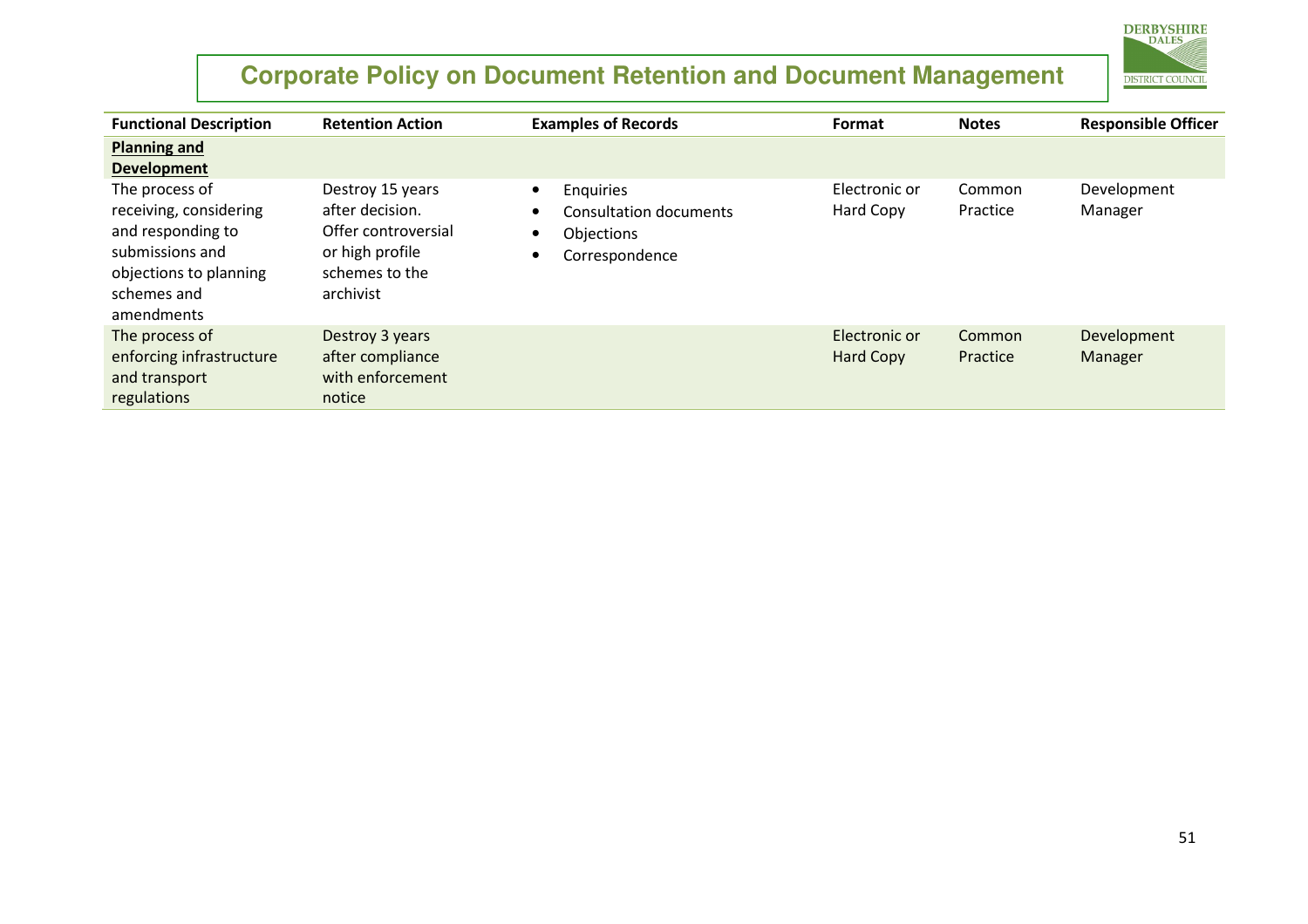# Corporate Policy on Document Retention and Document Management

| Functional Description | Retention Action | Examples of Records | Format | Notes | Responsible Officer |
|---|---|---|---|---|---|
| **Planning and Development** | | | | | |
| The process of receiving, considering and responding to submissions and objections to planning schemes and amendments | Destroy 15 years after decision. Offer controversial or high profile schemes to the archivist | • Enquiries<br>• Consultation documents<br>• Objections<br>• Correspondence | Electronic or Hard Copy | Common Practice | Development Manager |
| The process of enforcing infrastructure and transport regulations | Destroy 3 years after compliance with enforcement notice | | Electronic or Hard Copy | Common Practice | Development Manager |